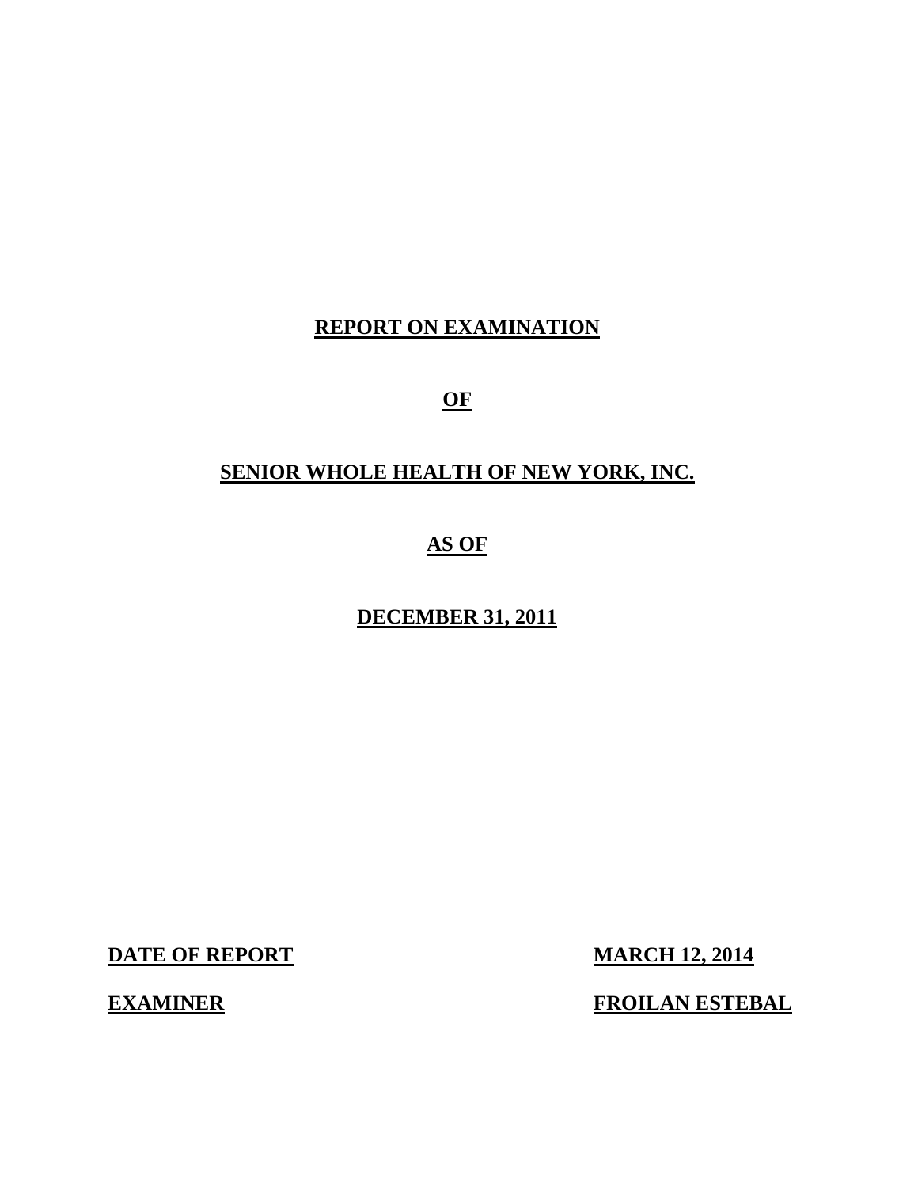# REPORT ON EXAMINATION

# OF

# SENIOR WHOLE HEALTH OF NEW YORK, INC.

# AS OF

# DECEMBER 31, 2011

**DATE OF REPORT** **MARCH 12, 2014**

**EXAMINER** **FROILAN ESTEBAL**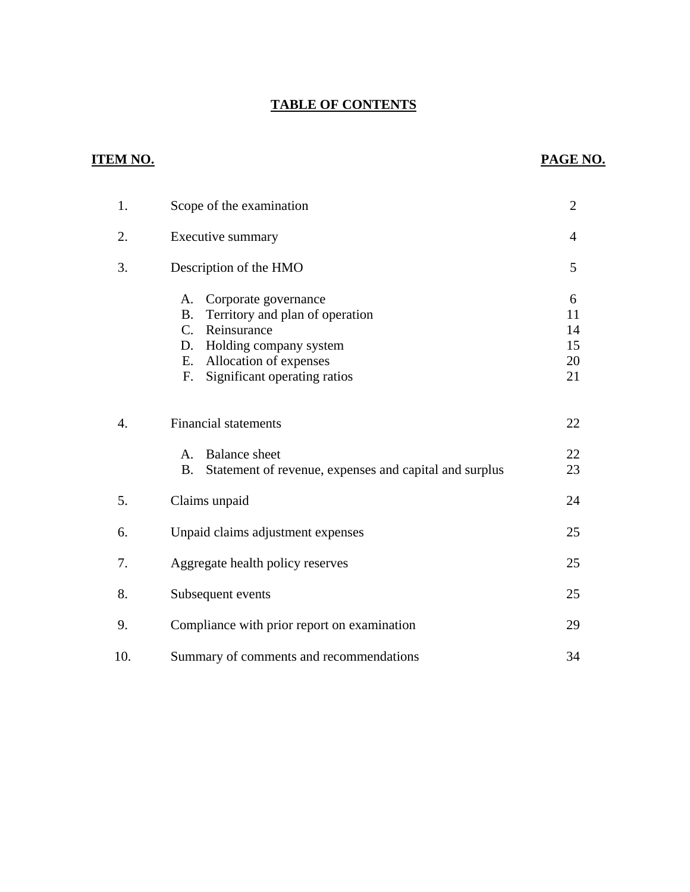# TABLE OF CONTENTS

| ITEM NO. | | PAGE NO. |
|---|---|---|
| 1. | Scope of the examination | 2 |
| 2. | Executive summary | 4 |
| 3. | Description of the HMO | 5 |
| | A. Corporate governance | 6 |
| | B. Territory and plan of operation | 11 |
| | C. Reinsurance | 14 |
| | D. Holding company system | 15 |
| | E. Allocation of expenses | 20 |
| | F. Significant operating ratios | 21 |
| 4. | Financial statements | 22 |
| | A. Balance sheet | 22 |
| | B. Statement of revenue, expenses and capital and surplus | 23 |
| 5. | Claims unpaid | 24 |
| 6. | Unpaid claims adjustment expenses | 25 |
| 7. | Aggregate health policy reserves | 25 |
| 8. | Subsequent events | 25 |
| 9. | Compliance with prior report on examination | 29 |
| 10. | Summary of comments and recommendations | 34 |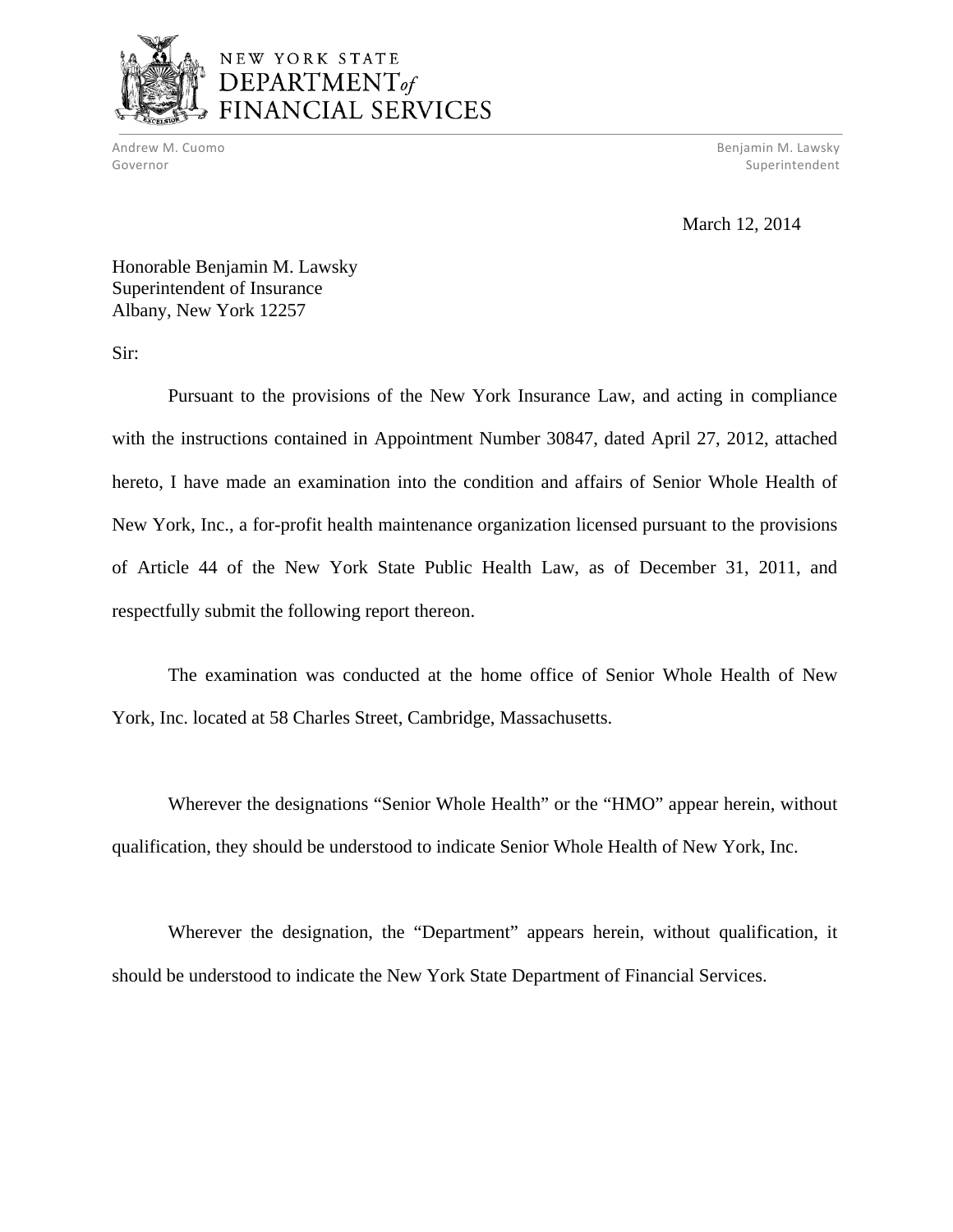NEW YORK STATE
DEPARTMENT of
FINANCIAL SERVICES

Andrew M. Cuomo
Governor

Benjamin M. Lawsky
Superintendent

March 12, 2014

Honorable Benjamin M. Lawsky
Superintendent of Insurance
Albany, New York 12257

Sir:

Pursuant to the provisions of the New York Insurance Law, and acting in compliance with the instructions contained in Appointment Number 30847, dated April 27, 2012, attached hereto, I have made an examination into the condition and affairs of Senior Whole Health of New York, Inc., a for-profit health maintenance organization licensed pursuant to the provisions of Article 44 of the New York State Public Health Law, as of December 31, 2011, and respectfully submit the following report thereon.

The examination was conducted at the home office of Senior Whole Health of New York, Inc. located at 58 Charles Street, Cambridge, Massachusetts.

Wherever the designations "Senior Whole Health" or the "HMO" appear herein, without qualification, they should be understood to indicate Senior Whole Health of New York, Inc.

Wherever the designation, the "Department" appears herein, without qualification, it should be understood to indicate the New York State Department of Financial Services.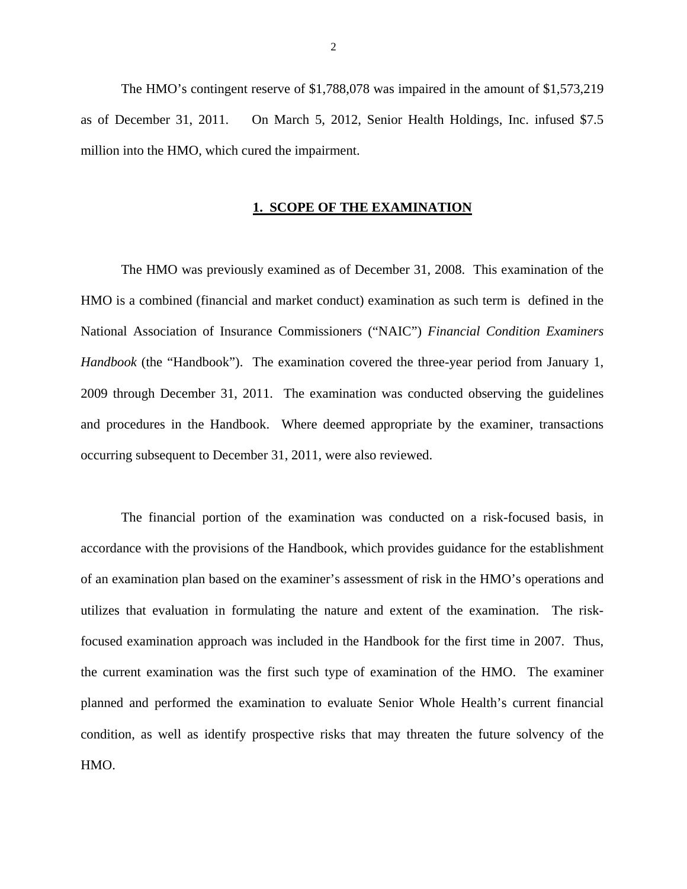The HMO's contingent reserve of $1,788,078 was impaired in the amount of $1,573,219 as of December 31, 2011. On March 5, 2012, Senior Health Holdings, Inc. infused $7.5 million into the HMO, which cured the impairment.

## 1. SCOPE OF THE EXAMINATION

The HMO was previously examined as of December 31, 2008. This examination of the HMO is a combined (financial and market conduct) examination as such term is defined in the National Association of Insurance Commissioners ("NAIC") *Financial Condition Examiners Handbook* (the "Handbook"). The examination covered the three-year period from January 1, 2009 through December 31, 2011. The examination was conducted observing the guidelines and procedures in the Handbook. Where deemed appropriate by the examiner, transactions occurring subsequent to December 31, 2011, were also reviewed.

The financial portion of the examination was conducted on a risk-focused basis, in accordance with the provisions of the Handbook, which provides guidance for the establishment of an examination plan based on the examiner's assessment of risk in the HMO's operations and utilizes that evaluation in formulating the nature and extent of the examination. The risk-focused examination approach was included in the Handbook for the first time in 2007. Thus, the current examination was the first such type of examination of the HMO. The examiner planned and performed the examination to evaluate Senior Whole Health's current financial condition, as well as identify prospective risks that may threaten the future solvency of the HMO.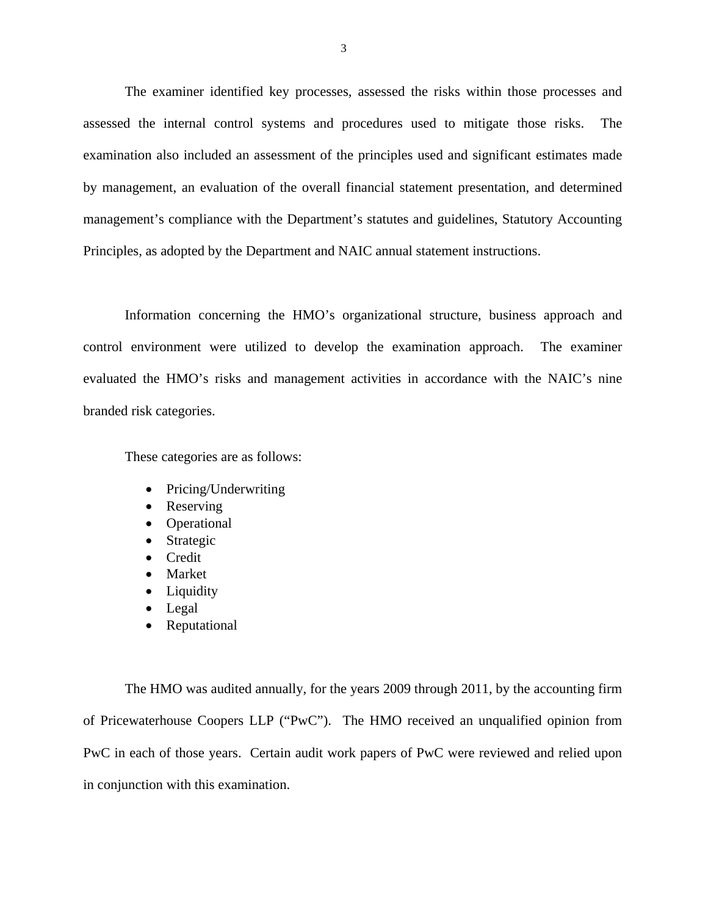The examiner identified key processes, assessed the risks within those processes and assessed the internal control systems and procedures used to mitigate those risks. The examination also included an assessment of the principles used and significant estimates made by management, an evaluation of the overall financial statement presentation, and determined management's compliance with the Department's statutes and guidelines, Statutory Accounting Principles, as adopted by the Department and NAIC annual statement instructions.

Information concerning the HMO's organizational structure, business approach and control environment were utilized to develop the examination approach. The examiner evaluated the HMO's risks and management activities in accordance with the NAIC's nine branded risk categories.

These categories are as follows:

- Pricing/Underwriting
- Reserving
- Operational
- Strategic
- Credit
- Market
- Liquidity
- Legal
- Reputational

The HMO was audited annually, for the years 2009 through 2011, by the accounting firm of Pricewaterhouse Coopers LLP ("PwC"). The HMO received an unqualified opinion from PwC in each of those years. Certain audit work papers of PwC were reviewed and relied upon in conjunction with this examination.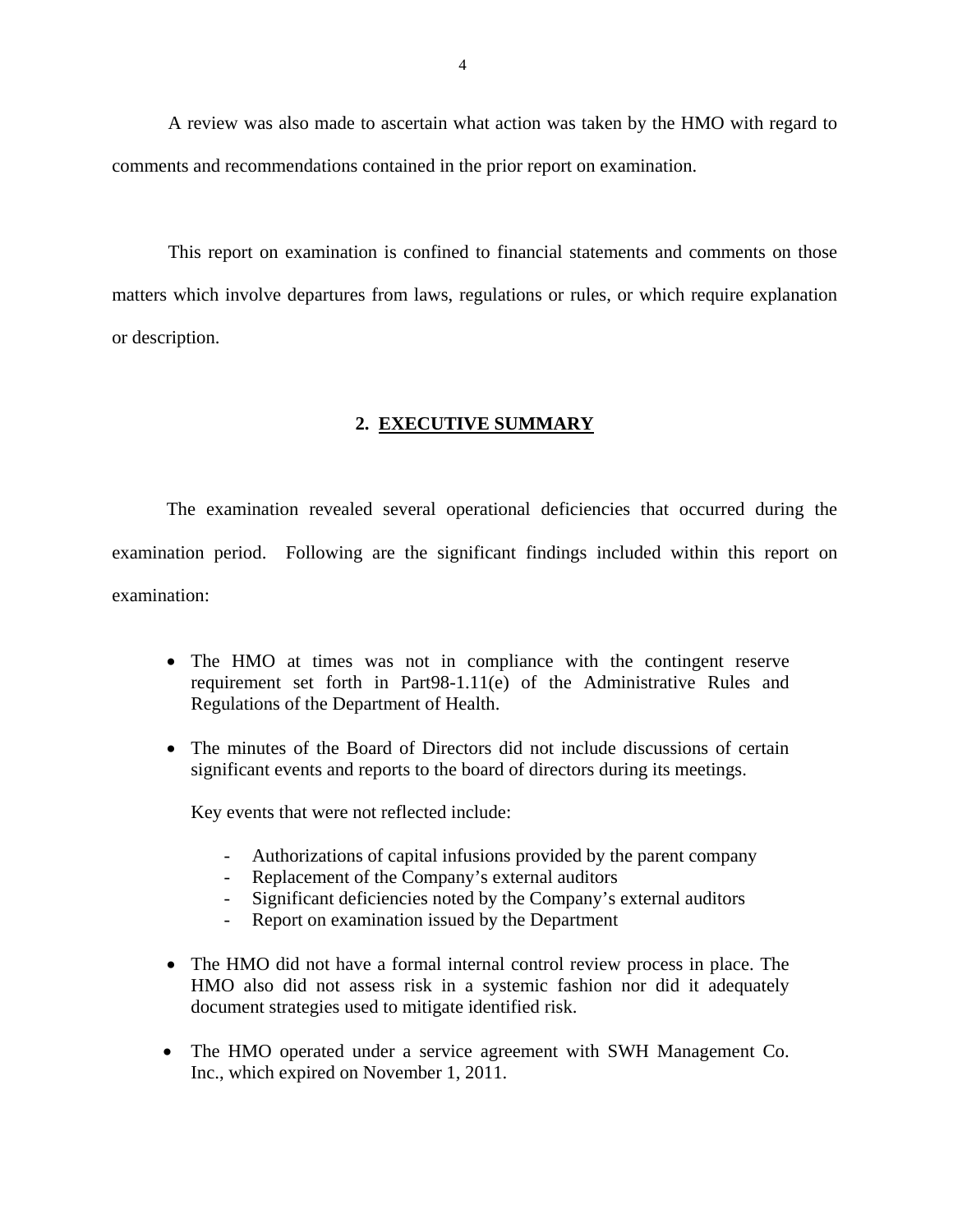A review was also made to ascertain what action was taken by the HMO with regard to comments and recommendations contained in the prior report on examination.

This report on examination is confined to financial statements and comments on those matters which involve departures from laws, regulations or rules, or which require explanation or description.

## 2. EXECUTIVE SUMMARY

The examination revealed several operational deficiencies that occurred during the examination period. Following are the significant findings included within this report on examination:

- The HMO at times was not in compliance with the contingent reserve requirement set forth in Part98-1.11(e) of the Administrative Rules and Regulations of the Department of Health.

- The minutes of the Board of Directors did not include discussions of certain significant events and reports to the board of directors during its meetings.

  Key events that were not reflected include:

  - Authorizations of capital infusions provided by the parent company
  - Replacement of the Company's external auditors
  - Significant deficiencies noted by the Company's external auditors
  - Report on examination issued by the Department

- The HMO did not have a formal internal control review process in place. The HMO also did not assess risk in a systemic fashion nor did it adequately document strategies used to mitigate identified risk.

- The HMO operated under a service agreement with SWH Management Co. Inc., which expired on November 1, 2011.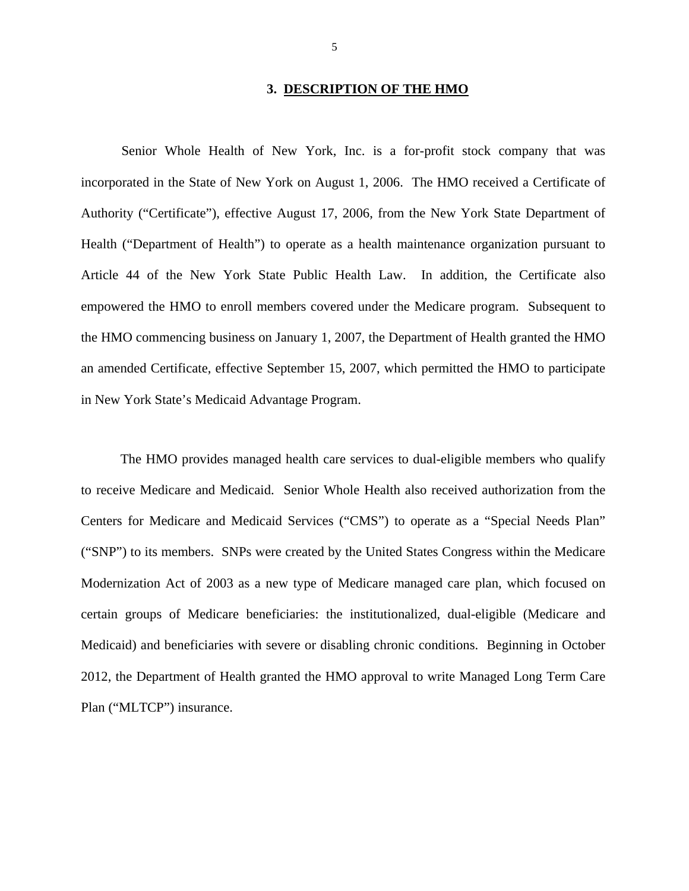## 3. DESCRIPTION OF THE HMO

Senior Whole Health of New York, Inc. is a for-profit stock company that was incorporated in the State of New York on August 1, 2006. The HMO received a Certificate of Authority ("Certificate"), effective August 17, 2006, from the New York State Department of Health ("Department of Health") to operate as a health maintenance organization pursuant to Article 44 of the New York State Public Health Law. In addition, the Certificate also empowered the HMO to enroll members covered under the Medicare program. Subsequent to the HMO commencing business on January 1, 2007, the Department of Health granted the HMO an amended Certificate, effective September 15, 2007, which permitted the HMO to participate in New York State's Medicaid Advantage Program.

The HMO provides managed health care services to dual-eligible members who qualify to receive Medicare and Medicaid. Senior Whole Health also received authorization from the Centers for Medicare and Medicaid Services ("CMS") to operate as a "Special Needs Plan" ("SNP") to its members. SNPs were created by the United States Congress within the Medicare Modernization Act of 2003 as a new type of Medicare managed care plan, which focused on certain groups of Medicare beneficiaries: the institutionalized, dual-eligible (Medicare and Medicaid) and beneficiaries with severe or disabling chronic conditions. Beginning in October 2012, the Department of Health granted the HMO approval to write Managed Long Term Care Plan ("MLTCP") insurance.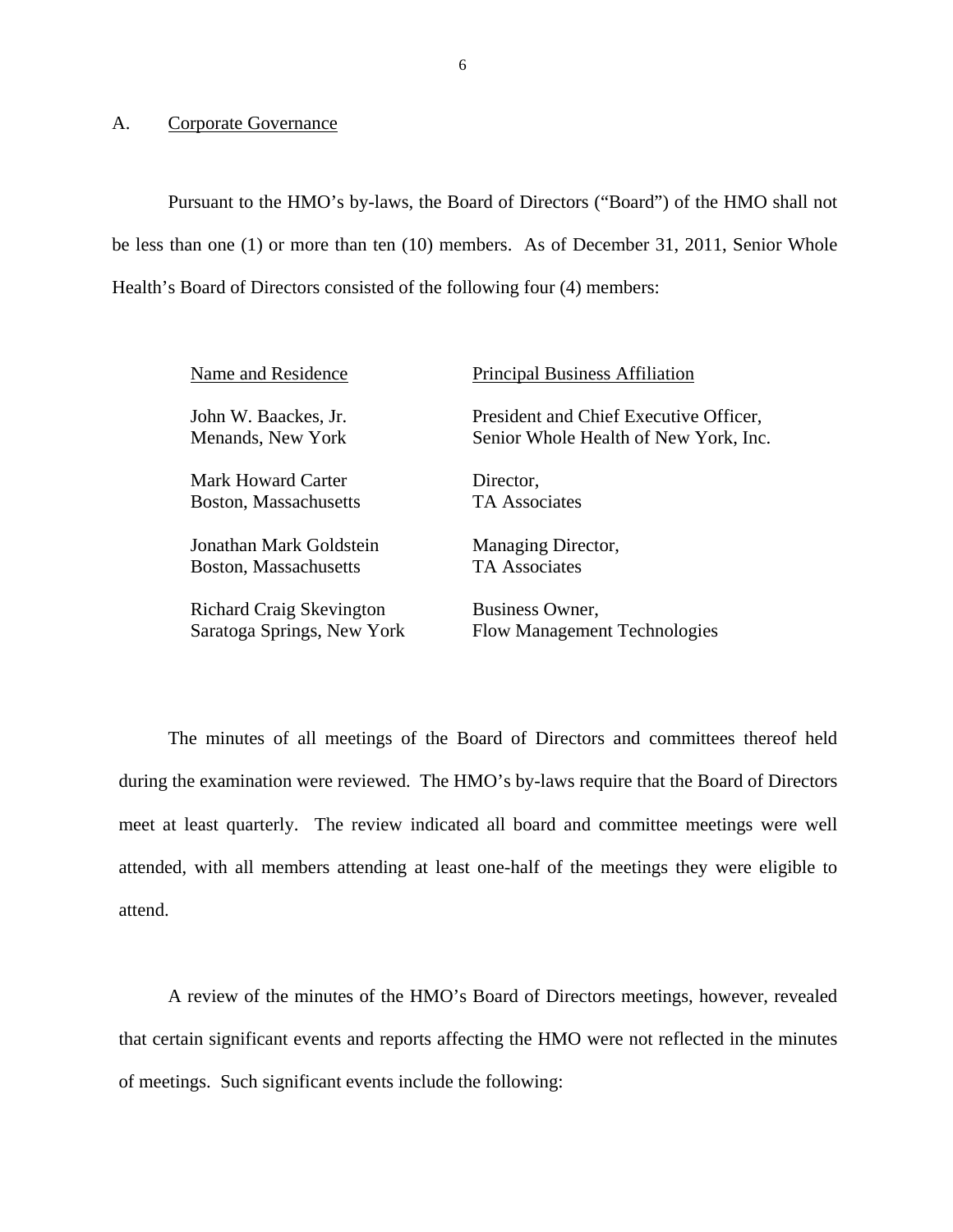## A. Corporate Governance

Pursuant to the HMO's by-laws, the Board of Directors ("Board") of the HMO shall not be less than one (1) or more than ten (10) members. As of December 31, 2011, Senior Whole Health's Board of Directors consisted of the following four (4) members:

| Name and Residence | Principal Business Affiliation |
|---|---|
| John W. Baackes, Jr.<br>Menands, New York | President and Chief Executive Officer,<br>Senior Whole Health of New York, Inc. |
| Mark Howard Carter<br>Boston, Massachusetts | Director,<br>TA Associates |
| Jonathan Mark Goldstein<br>Boston, Massachusetts | Managing Director,<br>TA Associates |
| Richard Craig Skevington<br>Saratoga Springs, New York | Business Owner,<br>Flow Management Technologies |

The minutes of all meetings of the Board of Directors and committees thereof held during the examination were reviewed. The HMO's by-laws require that the Board of Directors meet at least quarterly. The review indicated all board and committee meetings were well attended, with all members attending at least one-half of the meetings they were eligible to attend.

A review of the minutes of the HMO's Board of Directors meetings, however, revealed that certain significant events and reports affecting the HMO were not reflected in the minutes of meetings. Such significant events include the following: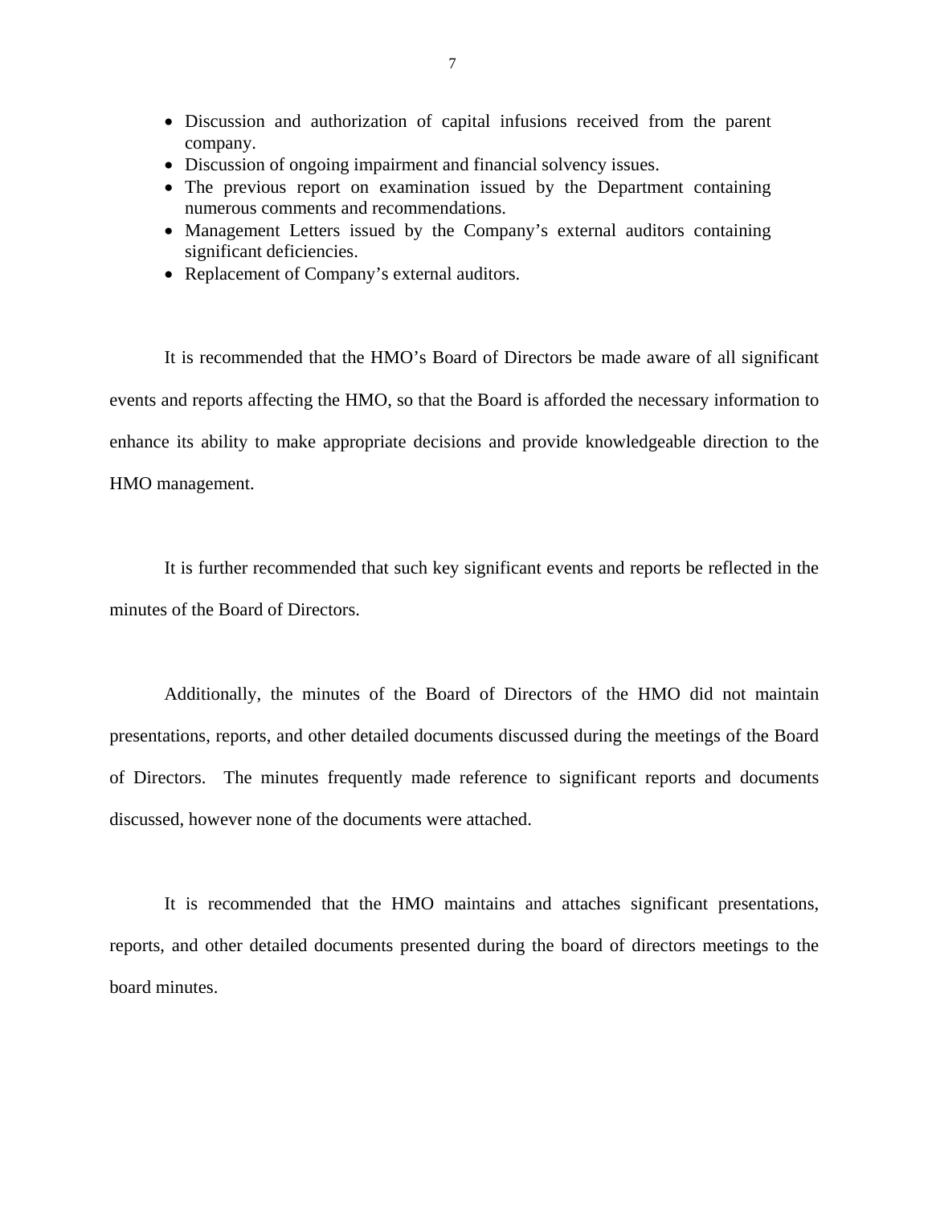- Discussion and authorization of capital infusions received from the parent company.
- Discussion of ongoing impairment and financial solvency issues.
- The previous report on examination issued by the Department containing numerous comments and recommendations.
- Management Letters issued by the Company's external auditors containing significant deficiencies.
- Replacement of Company's external auditors.

It is recommended that the HMO's Board of Directors be made aware of all significant events and reports affecting the HMO, so that the Board is afforded the necessary information to enhance its ability to make appropriate decisions and provide knowledgeable direction to the HMO management.

It is further recommended that such key significant events and reports be reflected in the minutes of the Board of Directors.

Additionally, the minutes of the Board of Directors of the HMO did not maintain presentations, reports, and other detailed documents discussed during the meetings of the Board of Directors. The minutes frequently made reference to significant reports and documents discussed, however none of the documents were attached.

It is recommended that the HMO maintains and attaches significant presentations, reports, and other detailed documents presented during the board of directors meetings to the board minutes.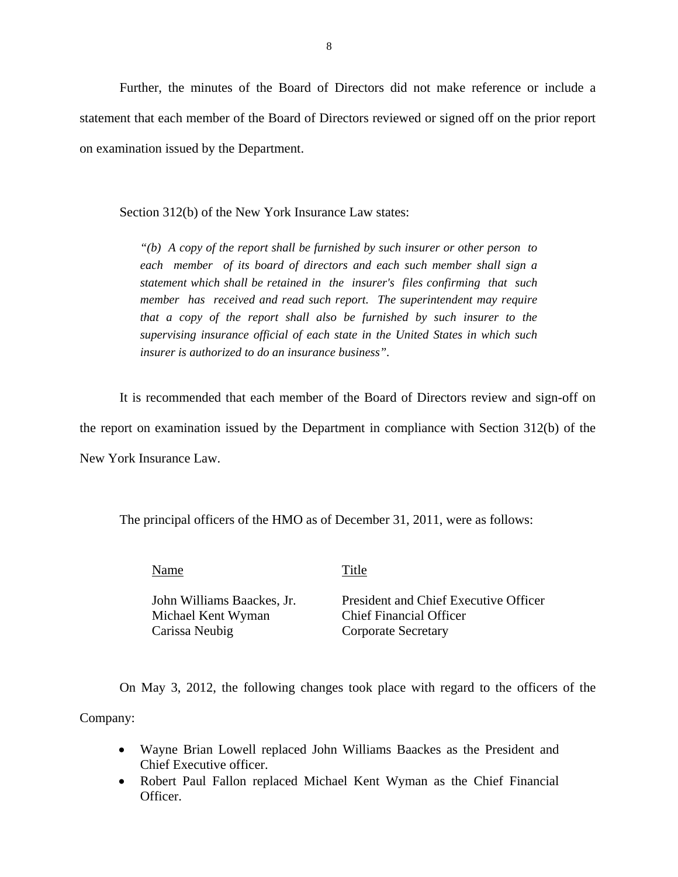Further, the minutes of the Board of Directors did not make reference or include a statement that each member of the Board of Directors reviewed or signed off on the prior report on examination issued by the Department.

Section 312(b) of the New York Insurance Law states:

> *"(b) A copy of the report shall be furnished by such insurer or other person to each member of its board of directors and each such member shall sign a statement which shall be retained in the insurer's files confirming that such member has received and read such report. The superintendent may require that a copy of the report shall also be furnished by such insurer to the supervising insurance official of each state in the United States in which such insurer is authorized to do an insurance business".*

It is recommended that each member of the Board of Directors review and sign-off on the report on examination issued by the Department in compliance with Section 312(b) of the New York Insurance Law.

The principal officers of the HMO as of December 31, 2011, were as follows:

| Name | Title |
|---|---|
| John Williams Baackes, Jr. | President and Chief Executive Officer |
| Michael Kent Wyman | Chief Financial Officer |
| Carissa Neubig | Corporate Secretary |

On May 3, 2012, the following changes took place with regard to the officers of the Company:

- Wayne Brian Lowell replaced John Williams Baackes as the President and Chief Executive officer.
- Robert Paul Fallon replaced Michael Kent Wyman as the Chief Financial Officer.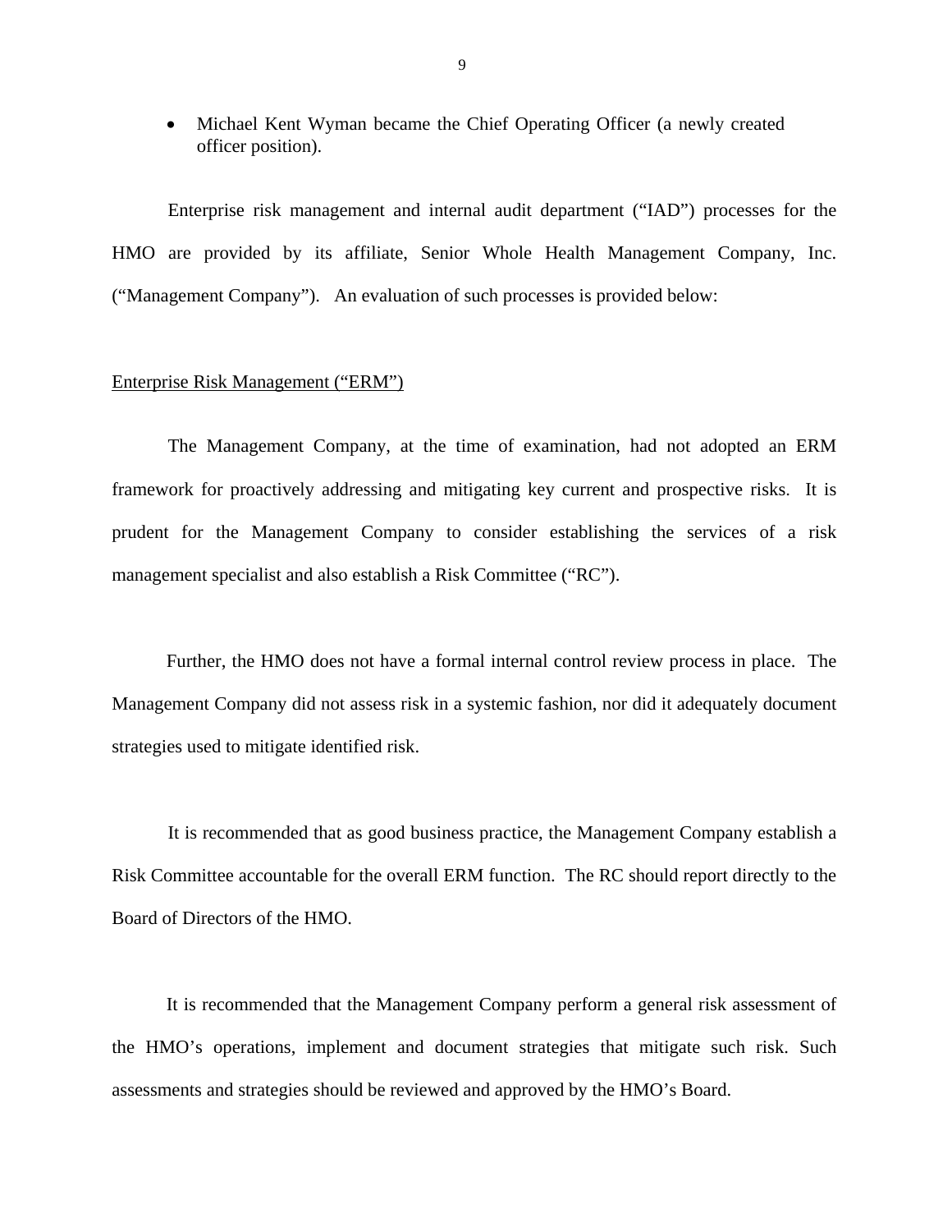- Michael Kent Wyman became the Chief Operating Officer (a newly created officer position).

Enterprise risk management and internal audit department ("IAD") processes for the HMO are provided by its affiliate, Senior Whole Health Management Company, Inc. ("Management Company"). An evaluation of such processes is provided below:

Enterprise Risk Management ("ERM")

The Management Company, at the time of examination, had not adopted an ERM framework for proactively addressing and mitigating key current and prospective risks. It is prudent for the Management Company to consider establishing the services of a risk management specialist and also establish a Risk Committee ("RC").

Further, the HMO does not have a formal internal control review process in place. The Management Company did not assess risk in a systemic fashion, nor did it adequately document strategies used to mitigate identified risk.

It is recommended that as good business practice, the Management Company establish a Risk Committee accountable for the overall ERM function. The RC should report directly to the Board of Directors of the HMO.

It is recommended that the Management Company perform a general risk assessment of the HMO's operations, implement and document strategies that mitigate such risk. Such assessments and strategies should be reviewed and approved by the HMO's Board.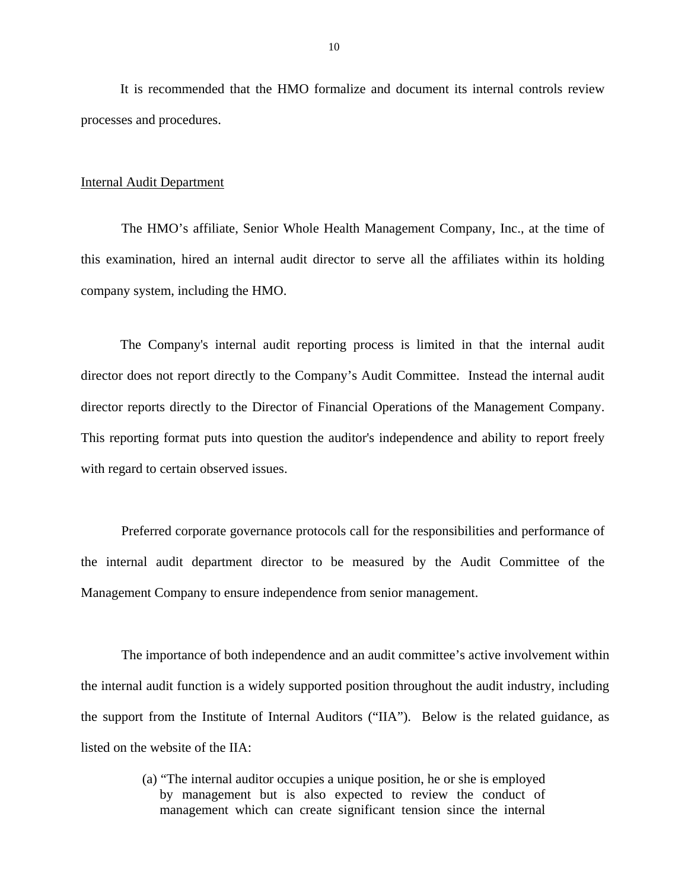It is recommended that the HMO formalize and document its internal controls review processes and procedures.

Internal Audit Department

The HMO's affiliate, Senior Whole Health Management Company, Inc., at the time of this examination, hired an internal audit director to serve all the affiliates within its holding company system, including the HMO.

The Company's internal audit reporting process is limited in that the internal audit director does not report directly to the Company's Audit Committee. Instead the internal audit director reports directly to the Director of Financial Operations of the Management Company. This reporting format puts into question the auditor's independence and ability to report freely with regard to certain observed issues.

Preferred corporate governance protocols call for the responsibilities and performance of the internal audit department director to be measured by the Audit Committee of the Management Company to ensure independence from senior management.

The importance of both independence and an audit committee's active involvement within the internal audit function is a widely supported position throughout the audit industry, including the support from the Institute of Internal Auditors ("IIA"). Below is the related guidance, as listed on the website of the IIA:

> (a) "The internal auditor occupies a unique position, he or she is employed by management but is also expected to review the conduct of management which can create significant tension since the internal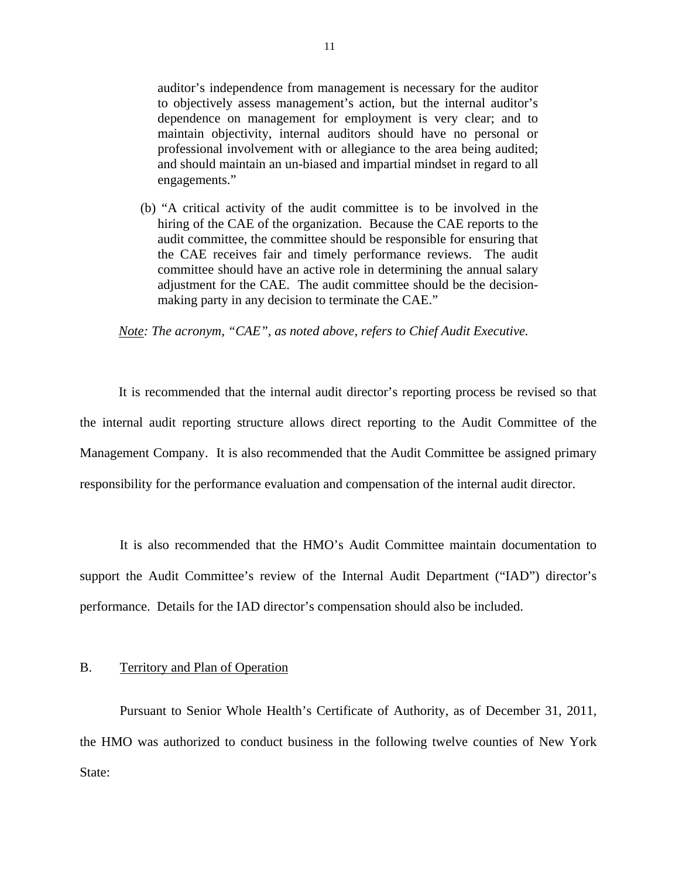auditor's independence from management is necessary for the auditor to objectively assess management's action, but the internal auditor's dependence on management for employment is very clear; and to maintain objectivity, internal auditors should have no personal or professional involvement with or allegiance to the area being audited; and should maintain an un-biased and impartial mindset in regard to all engagements."

(b) "A critical activity of the audit committee is to be involved in the hiring of the CAE of the organization. Because the CAE reports to the audit committee, the committee should be responsible for ensuring that the CAE receives fair and timely performance reviews. The audit committee should have an active role in determining the annual salary adjustment for the CAE. The audit committee should be the decision-making party in any decision to terminate the CAE."

*Note: The acronym, "CAE", as noted above, refers to Chief Audit Executive.*

It is recommended that the internal audit director's reporting process be revised so that the internal audit reporting structure allows direct reporting to the Audit Committee of the Management Company. It is also recommended that the Audit Committee be assigned primary responsibility for the performance evaluation and compensation of the internal audit director.

It is also recommended that the HMO's Audit Committee maintain documentation to support the Audit Committee's review of the Internal Audit Department ("IAD") director's performance. Details for the IAD director's compensation should also be included.

## B. Territory and Plan of Operation

Pursuant to Senior Whole Health's Certificate of Authority, as of December 31, 2011, the HMO was authorized to conduct business in the following twelve counties of New York State: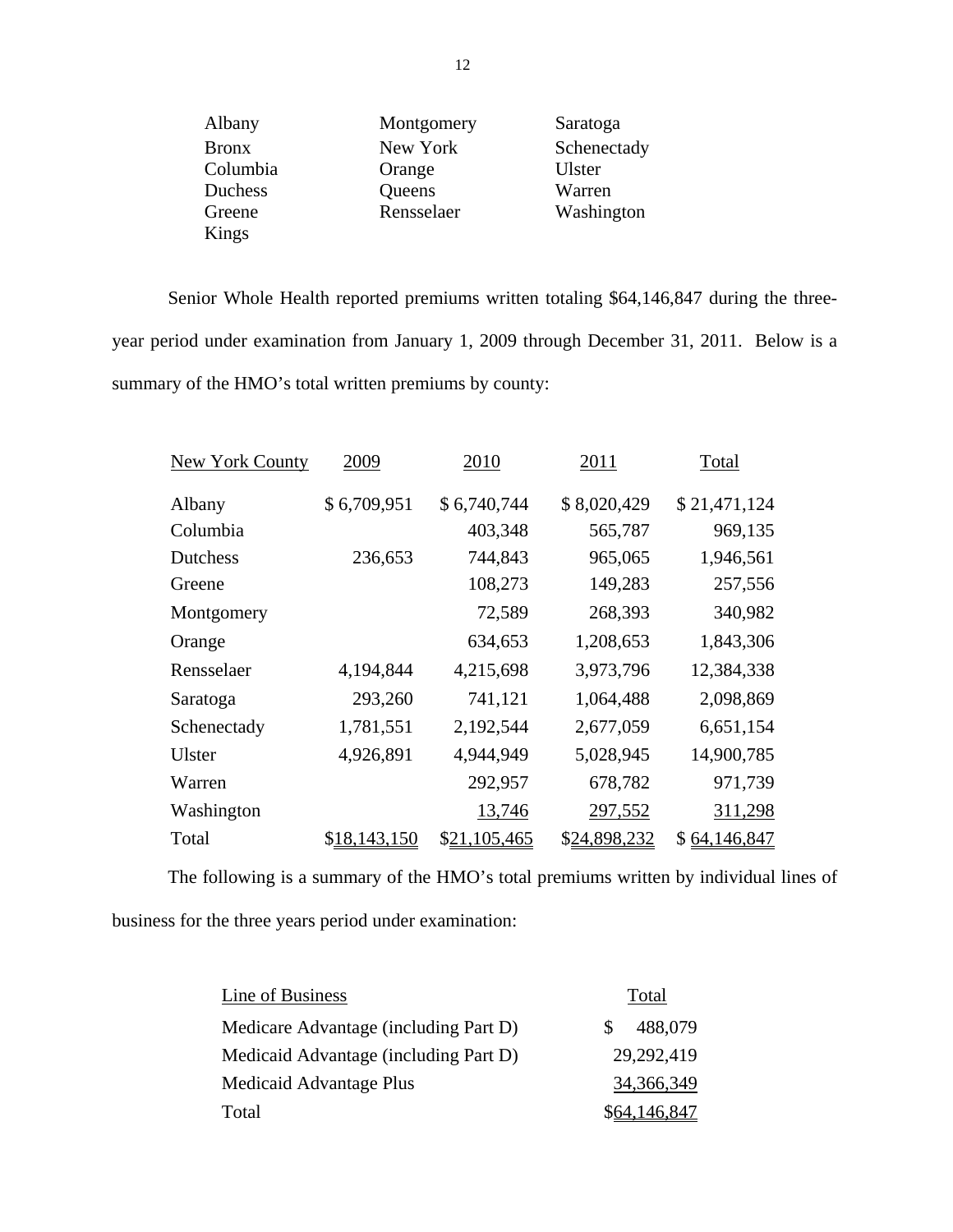| | | |
|---|---|---|
| Albany | Montgomery | Saratoga |
| Bronx | New York | Schenectady |
| Columbia | Orange | Ulster |
| Duchess | Queens | Warren |
| Greene | Rensselaer | Washington |
| Kings | | |

Senior Whole Health reported premiums written totaling $64,146,847 during the three-year period under examination from January 1, 2009 through December 31, 2011. Below is a summary of the HMO's total written premiums by county:

| New York County | 2009 | 2010 | 2011 | Total |
|---|---|---|---|---|
| Albany | $ 6,709,951 | $ 6,740,744 | $ 8,020,429 | $ 21,471,124 |
| Columbia | | 403,348 | 565,787 | 969,135 |
| Dutchess | 236,653 | 744,843 | 965,065 | 1,946,561 |
| Greene | | 108,273 | 149,283 | 257,556 |
| Montgomery | | 72,589 | 268,393 | 340,982 |
| Orange | | 634,653 | 1,208,653 | 1,843,306 |
| Rensselaer | 4,194,844 | 4,215,698 | 3,973,796 | 12,384,338 |
| Saratoga | 293,260 | 741,121 | 1,064,488 | 2,098,869 |
| Schenectady | 1,781,551 | 2,192,544 | 2,677,059 | 6,651,154 |
| Ulster | 4,926,891 | 4,944,949 | 5,028,945 | 14,900,785 |
| Warren | | 292,957 | 678,782 | 971,739 |
| Washington | | 13,746 | 297,552 | 311,298 |
| Total | $18,143,150 | $21,105,465 | $24,898,232 | $ 64,146,847 |

The following is a summary of the HMO's total premiums written by individual lines of business for the three years period under examination:

| Line of Business | Total |
|---|---|
| Medicare Advantage (including Part D) | $ 488,079 |
| Medicaid Advantage (including Part D) | 29,292,419 |
| Medicaid Advantage Plus | 34,366,349 |
| Total | $64,146,847 |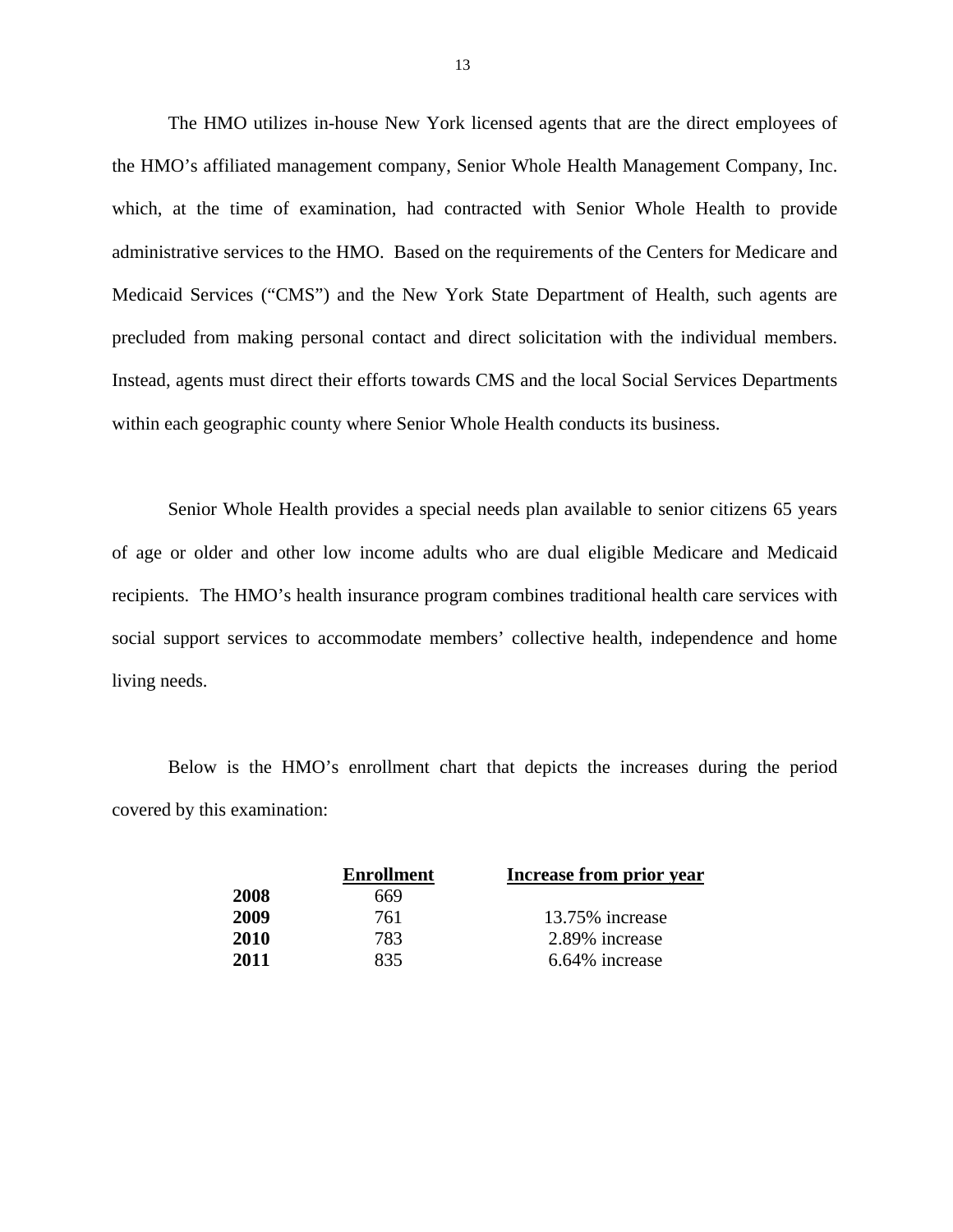The HMO utilizes in-house New York licensed agents that are the direct employees of the HMO's affiliated management company, Senior Whole Health Management Company, Inc. which, at the time of examination, had contracted with Senior Whole Health to provide administrative services to the HMO. Based on the requirements of the Centers for Medicare and Medicaid Services ("CMS") and the New York State Department of Health, such agents are precluded from making personal contact and direct solicitation with the individual members. Instead, agents must direct their efforts towards CMS and the local Social Services Departments within each geographic county where Senior Whole Health conducts its business.

Senior Whole Health provides a special needs plan available to senior citizens 65 years of age or older and other low income adults who are dual eligible Medicare and Medicaid recipients. The HMO's health insurance program combines traditional health care services with social support services to accommodate members' collective health, independence and home living needs.

Below is the HMO's enrollment chart that depicts the increases during the period covered by this examination:

| | Enrollment | Increase from prior year |
|---|---|---|
| **2008** | 669 | |
| **2009** | 761 | 13.75% increase |
| **2010** | 783 | 2.89% increase |
| **2011** | 835 | 6.64% increase |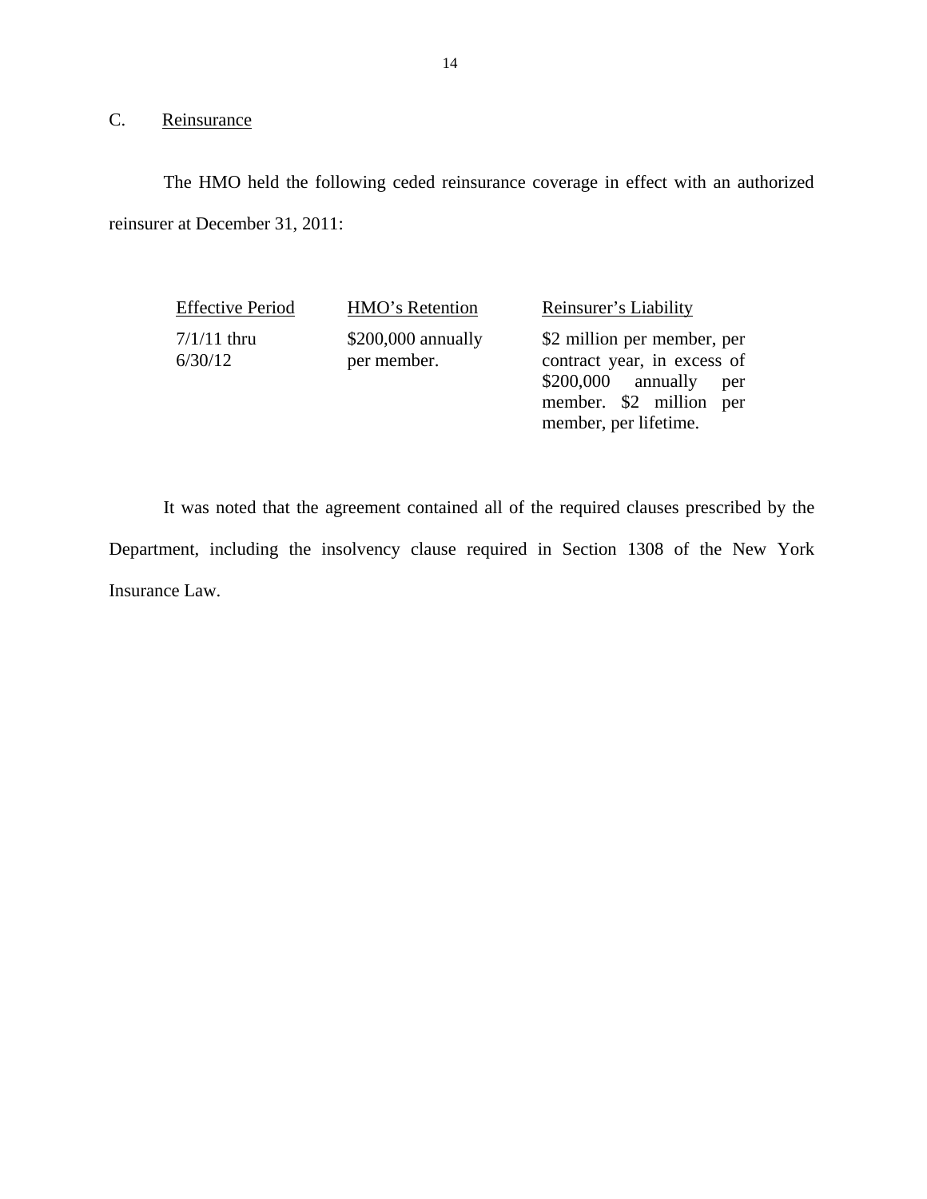## C. Reinsurance

The HMO held the following ceded reinsurance coverage in effect with an authorized reinsurer at December 31, 2011:

| Effective Period | HMO's Retention | Reinsurer's Liability |
|---|---|---|
| 7/1/11 thru 6/30/12 | $200,000 annually per member. | $2 million per member, per contract year, in excess of $200,000 annually per member. $2 million per member, per lifetime. |

It was noted that the agreement contained all of the required clauses prescribed by the Department, including the insolvency clause required in Section 1308 of the New York Insurance Law.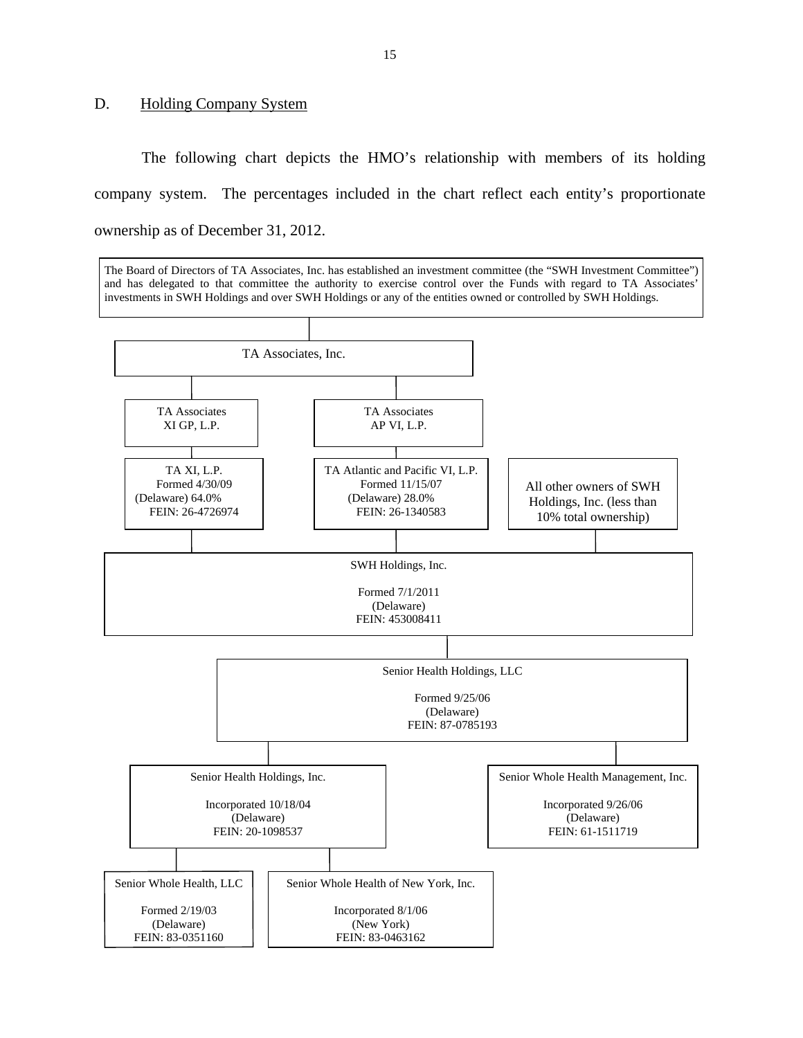## D. Holding Company System

The following chart depicts the HMO's relationship with members of its holding company system. The percentages included in the chart reflect each entity's proportionate ownership as of December 31, 2012.

The Board of Directors of TA Associates, Inc. has established an investment committee (the "SWH Investment Committee") and has delegated to that committee the authority to exercise control over the Funds with regard to TA Associates' investments in SWH Holdings and over SWH Holdings or any of the entities owned or controlled by SWH Holdings.

TA Associates, Inc.

TA Associates XI GP, L.P.

TA Associates AP VI, L.P.

TA XI, L.P.
Formed 4/30/09
(Delaware) 64.0%
FEIN: 26-4726974

TA Atlantic and Pacific VI, L.P.
Formed 11/15/07
(Delaware) 28.0%
FEIN: 26-1340583

All other owners of SWH Holdings, Inc. (less than 10% total ownership)

SWH Holdings, Inc.
Formed 7/1/2011
(Delaware)
FEIN: 453008411

Senior Health Holdings, LLC
Formed 9/25/06
(Delaware)
FEIN: 87-0785193

Senior Health Holdings, Inc.
Incorporated 10/18/04
(Delaware)
FEIN: 20-1098537

Senior Whole Health Management, Inc.
Incorporated 9/26/06
(Delaware)
FEIN: 61-1511719

Senior Whole Health, LLC
Formed 2/19/03
(Delaware)
FEIN: 83-0351160

Senior Whole Health of New York, Inc.
Incorporated 8/1/06
(New York)
FEIN: 83-0463162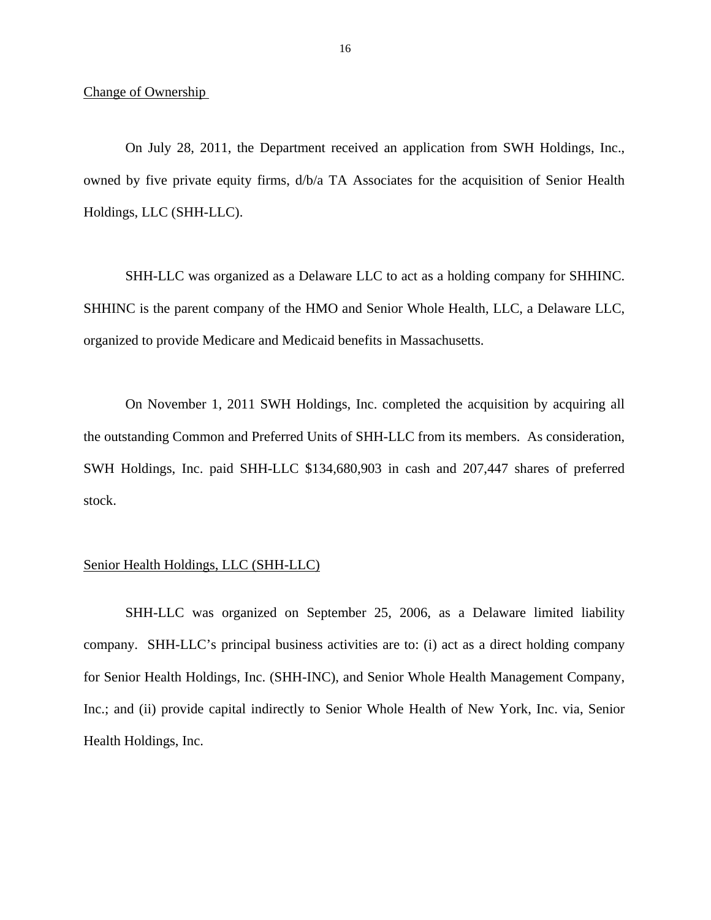Change of Ownership

On July 28, 2011, the Department received an application from SWH Holdings, Inc., owned by five private equity firms, d/b/a TA Associates for the acquisition of Senior Health Holdings, LLC (SHH-LLC).

SHH-LLC was organized as a Delaware LLC to act as a holding company for SHHINC. SHHINC is the parent company of the HMO and Senior Whole Health, LLC, a Delaware LLC, organized to provide Medicare and Medicaid benefits in Massachusetts.

On November 1, 2011 SWH Holdings, Inc. completed the acquisition by acquiring all the outstanding Common and Preferred Units of SHH-LLC from its members. As consideration, SWH Holdings, Inc. paid SHH-LLC $134,680,903 in cash and 207,447 shares of preferred stock.

Senior Health Holdings, LLC (SHH-LLC)

SHH-LLC was organized on September 25, 2006, as a Delaware limited liability company. SHH-LLC's principal business activities are to: (i) act as a direct holding company for Senior Health Holdings, Inc. (SHH-INC), and Senior Whole Health Management Company, Inc.; and (ii) provide capital indirectly to Senior Whole Health of New York, Inc. via, Senior Health Holdings, Inc.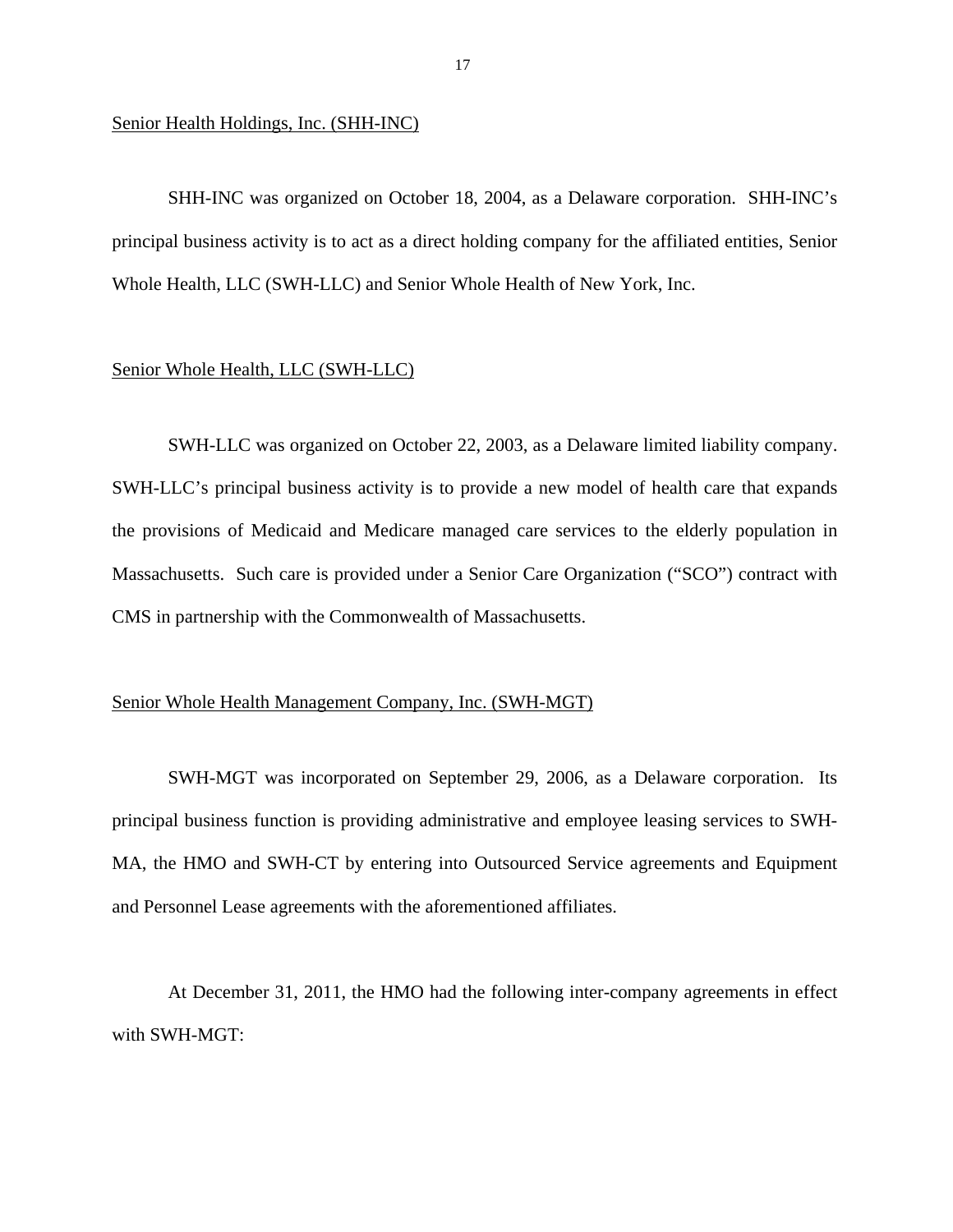Senior Health Holdings, Inc. (SHH-INC)

SHH-INC was organized on October 18, 2004, as a Delaware corporation. SHH-INC's principal business activity is to act as a direct holding company for the affiliated entities, Senior Whole Health, LLC (SWH-LLC) and Senior Whole Health of New York, Inc.

Senior Whole Health, LLC (SWH-LLC)

SWH-LLC was organized on October 22, 2003, as a Delaware limited liability company. SWH-LLC's principal business activity is to provide a new model of health care that expands the provisions of Medicaid and Medicare managed care services to the elderly population in Massachusetts. Such care is provided under a Senior Care Organization ("SCO") contract with CMS in partnership with the Commonwealth of Massachusetts.

Senior Whole Health Management Company, Inc. (SWH-MGT)

SWH-MGT was incorporated on September 29, 2006, as a Delaware corporation. Its principal business function is providing administrative and employee leasing services to SWH-MA, the HMO and SWH-CT by entering into Outsourced Service agreements and Equipment and Personnel Lease agreements with the aforementioned affiliates.

At December 31, 2011, the HMO had the following inter-company agreements in effect with SWH-MGT: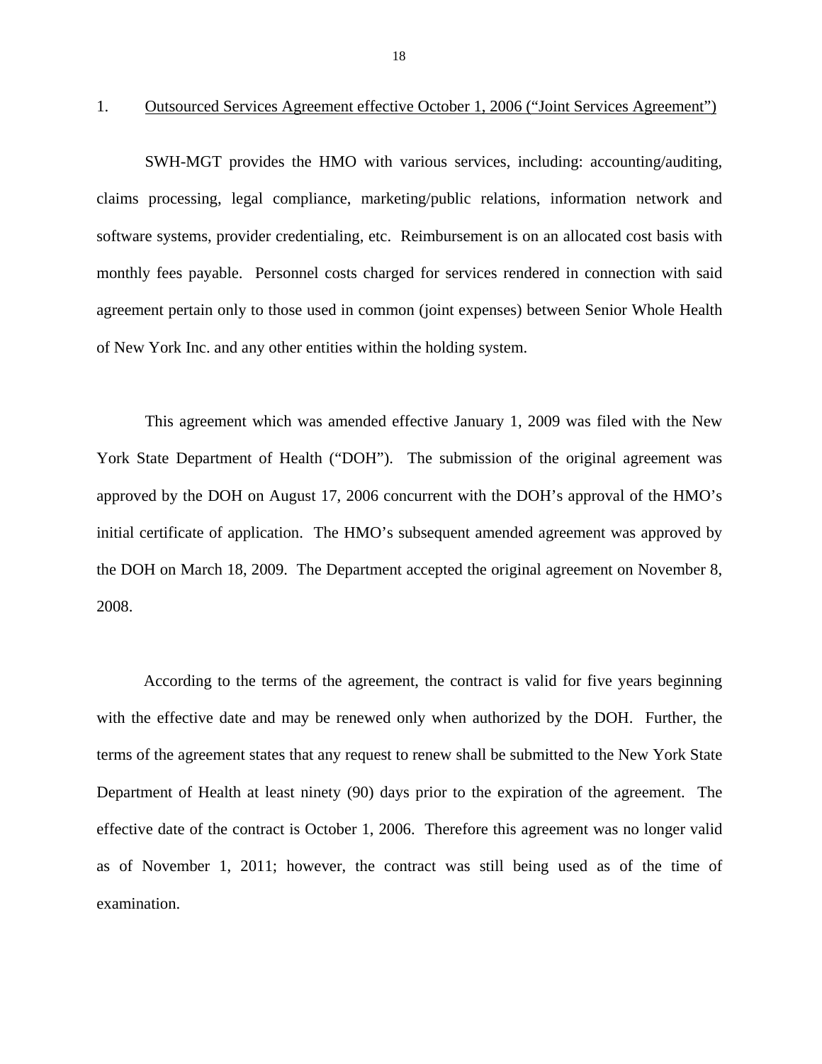1. <u>Outsourced Services Agreement effective October 1, 2006 ("Joint Services Agreement")</u>

SWH-MGT provides the HMO with various services, including: accounting/auditing, claims processing, legal compliance, marketing/public relations, information network and software systems, provider credentialing, etc. Reimbursement is on an allocated cost basis with monthly fees payable. Personnel costs charged for services rendered in connection with said agreement pertain only to those used in common (joint expenses) between Senior Whole Health of New York Inc. and any other entities within the holding system.

This agreement which was amended effective January 1, 2009 was filed with the New York State Department of Health ("DOH"). The submission of the original agreement was approved by the DOH on August 17, 2006 concurrent with the DOH's approval of the HMO's initial certificate of application. The HMO's subsequent amended agreement was approved by the DOH on March 18, 2009. The Department accepted the original agreement on November 8, 2008.

According to the terms of the agreement, the contract is valid for five years beginning with the effective date and may be renewed only when authorized by the DOH. Further, the terms of the agreement states that any request to renew shall be submitted to the New York State Department of Health at least ninety (90) days prior to the expiration of the agreement. The effective date of the contract is October 1, 2006. Therefore this agreement was no longer valid as of November 1, 2011; however, the contract was still being used as of the time of examination.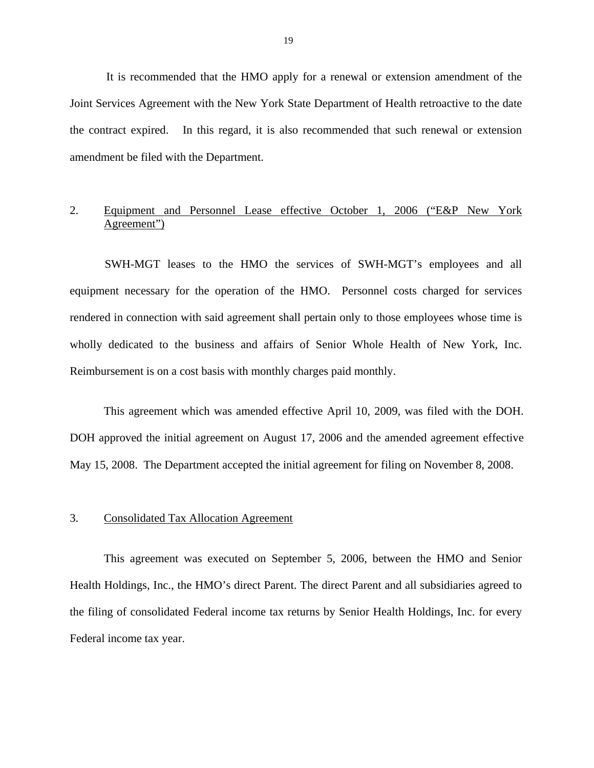It is recommended that the HMO apply for a renewal or extension amendment of the Joint Services Agreement with the New York State Department of Health retroactive to the date the contract expired. In this regard, it is also recommended that such renewal or extension amendment be filed with the Department.

2. Equipment and Personnel Lease effective October 1, 2006 ("E&P New York Agreement")

SWH-MGT leases to the HMO the services of SWH-MGT's employees and all equipment necessary for the operation of the HMO. Personnel costs charged for services rendered in connection with said agreement shall pertain only to those employees whose time is wholly dedicated to the business and affairs of Senior Whole Health of New York, Inc. Reimbursement is on a cost basis with monthly charges paid monthly.

This agreement which was amended effective April 10, 2009, was filed with the DOH. DOH approved the initial agreement on August 17, 2006 and the amended agreement effective May 15, 2008. The Department accepted the initial agreement for filing on November 8, 2008.

3. Consolidated Tax Allocation Agreement

This agreement was executed on September 5, 2006, between the HMO and Senior Health Holdings, Inc., the HMO's direct Parent. The direct Parent and all subsidiaries agreed to the filing of consolidated Federal income tax returns by Senior Health Holdings, Inc. for every Federal income tax year.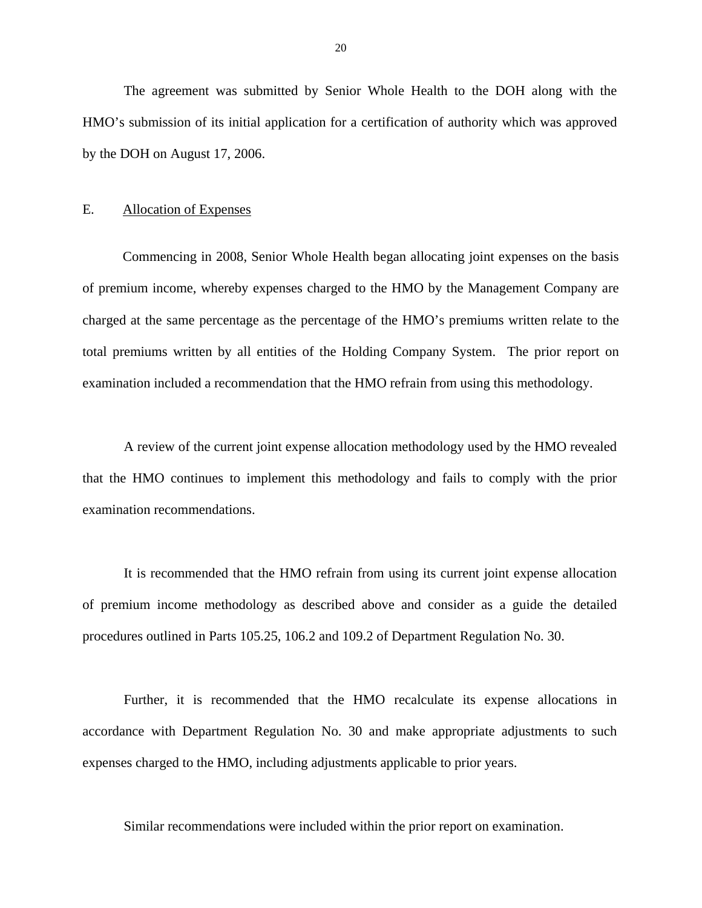The agreement was submitted by Senior Whole Health to the DOH along with the HMO's submission of its initial application for a certification of authority which was approved by the DOH on August 17, 2006.

## E. Allocation of Expenses

Commencing in 2008, Senior Whole Health began allocating joint expenses on the basis of premium income, whereby expenses charged to the HMO by the Management Company are charged at the same percentage as the percentage of the HMO's premiums written relate to the total premiums written by all entities of the Holding Company System. The prior report on examination included a recommendation that the HMO refrain from using this methodology.

A review of the current joint expense allocation methodology used by the HMO revealed that the HMO continues to implement this methodology and fails to comply with the prior examination recommendations.

It is recommended that the HMO refrain from using its current joint expense allocation of premium income methodology as described above and consider as a guide the detailed procedures outlined in Parts 105.25, 106.2 and 109.2 of Department Regulation No. 30.

Further, it is recommended that the HMO recalculate its expense allocations in accordance with Department Regulation No. 30 and make appropriate adjustments to such expenses charged to the HMO, including adjustments applicable to prior years.

Similar recommendations were included within the prior report on examination.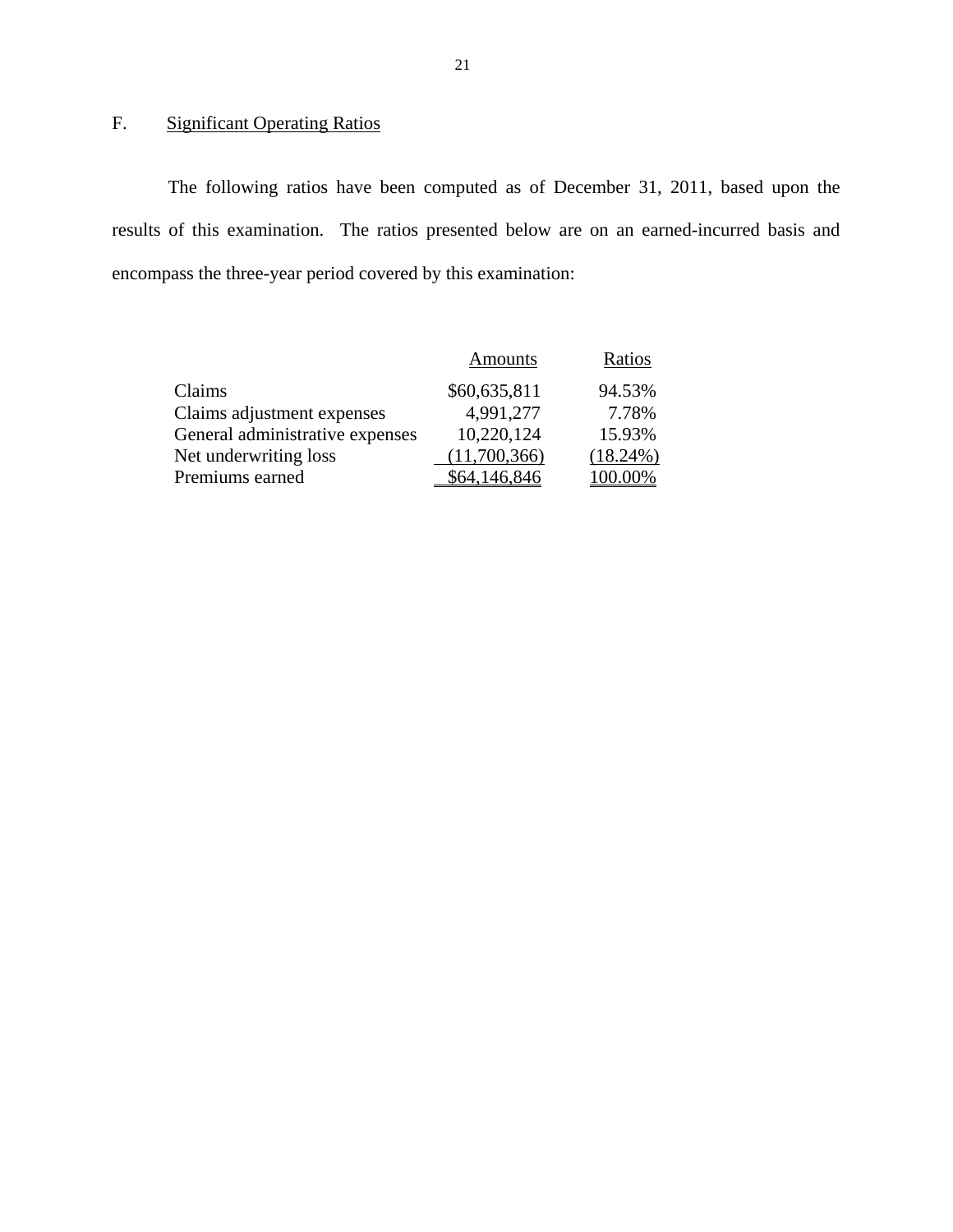## F. Significant Operating Ratios

The following ratios have been computed as of December 31, 2011, based upon the results of this examination. The ratios presented below are on an earned-incurred basis and encompass the three-year period covered by this examination:

| | Amounts | Ratios |
|---|---|---|
| Claims | $60,635,811 | 94.53% |
| Claims adjustment expenses | 4,991,277 | 7.78% |
| General administrative expenses | 10,220,124 | 15.93% |
| Net underwriting loss | (11,700,366) | (18.24%) |
| Premiums earned | $64,146,846 | 100.00% |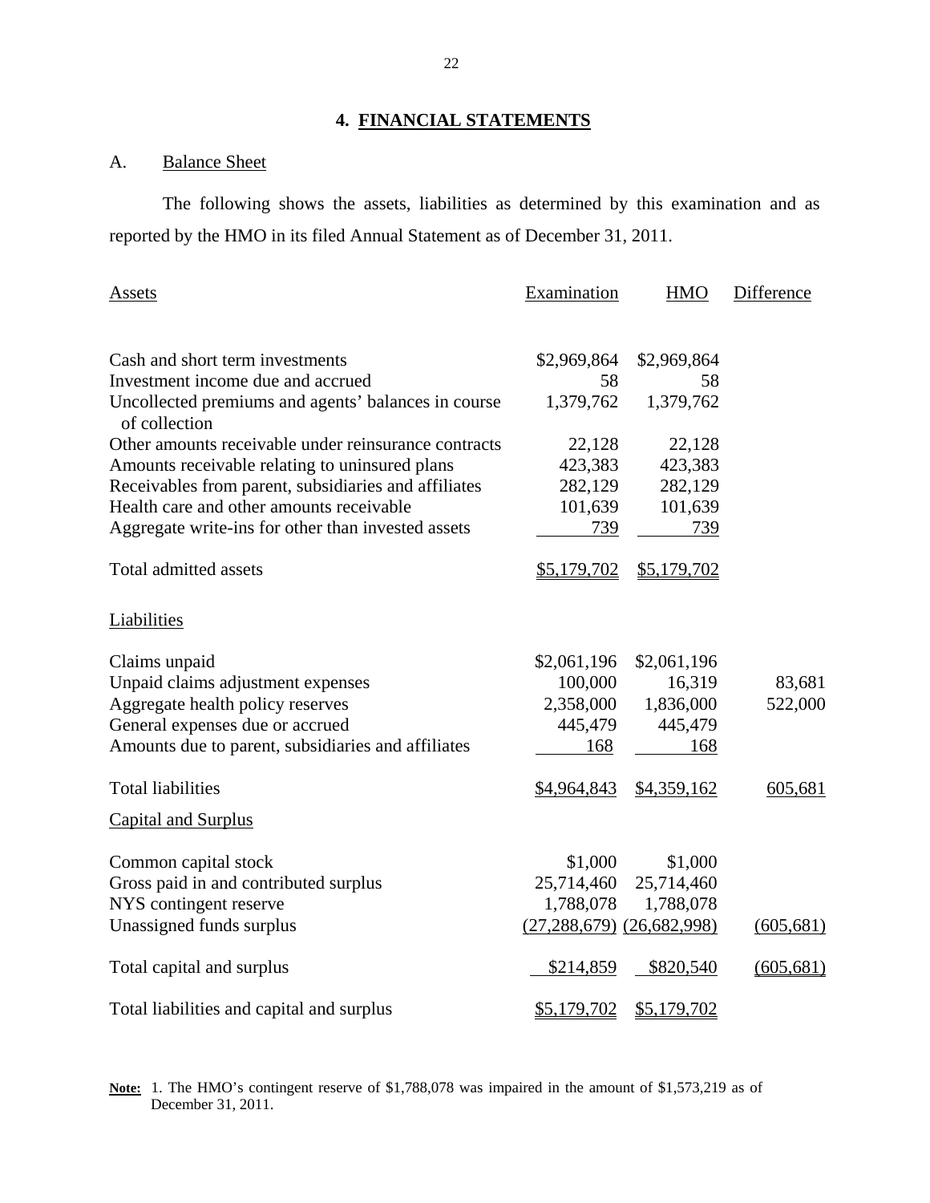## 4. FINANCIAL STATEMENTS

### A. Balance Sheet

The following shows the assets, liabilities as determined by this examination and as reported by the HMO in its filed Annual Statement as of December 31, 2011.

| Assets | Examination | HMO | Difference |
|---|---|---|---|
| Cash and short term investments | $2,969,864 | $2,969,864 | |
| Investment income due and accrued | 58 | 58 | |
| Uncollected premiums and agents' balances in course of collection | 1,379,762 | 1,379,762 | |
| Other amounts receivable under reinsurance contracts | 22,128 | 22,128 | |
| Amounts receivable relating to uninsured plans | 423,383 | 423,383 | |
| Receivables from parent, subsidiaries and affiliates | 282,129 | 282,129 | |
| Health care and other amounts receivable | 101,639 | 101,639 | |
| Aggregate write-ins for other than invested assets | 739 | 739 | |
| Total admitted assets | $5,179,702 | $5,179,702 | |
| **Liabilities** | | | |
| Claims unpaid | $2,061,196 | $2,061,196 | |
| Unpaid claims adjustment expenses | 100,000 | 16,319 | 83,681 |
| Aggregate health policy reserves | 2,358,000 | 1,836,000 | 522,000 |
| General expenses due or accrued | 445,479 | 445,479 | |
| Amounts due to parent, subsidiaries and affiliates | 168 | 168 | |
| Total liabilities | $4,964,843 | $4,359,162 | 605,681 |
| **Capital and Surplus** | | | |
| Common capital stock | $1,000 | $1,000 | |
| Gross paid in and contributed surplus | 25,714,460 | 25,714,460 | |
| NYS contingent reserve | 1,788,078 | 1,788,078 | |
| Unassigned funds surplus | (27,288,679) | (26,682,998) | (605,681) |
| Total capital and surplus | $214,859 | $820,540 | (605,681) |
| Total liabilities and capital and surplus | $5,179,702 | $5,179,702 | |

**Note:** 1. The HMO's contingent reserve of $1,788,078 was impaired in the amount of $1,573,219 as of December 31, 2011.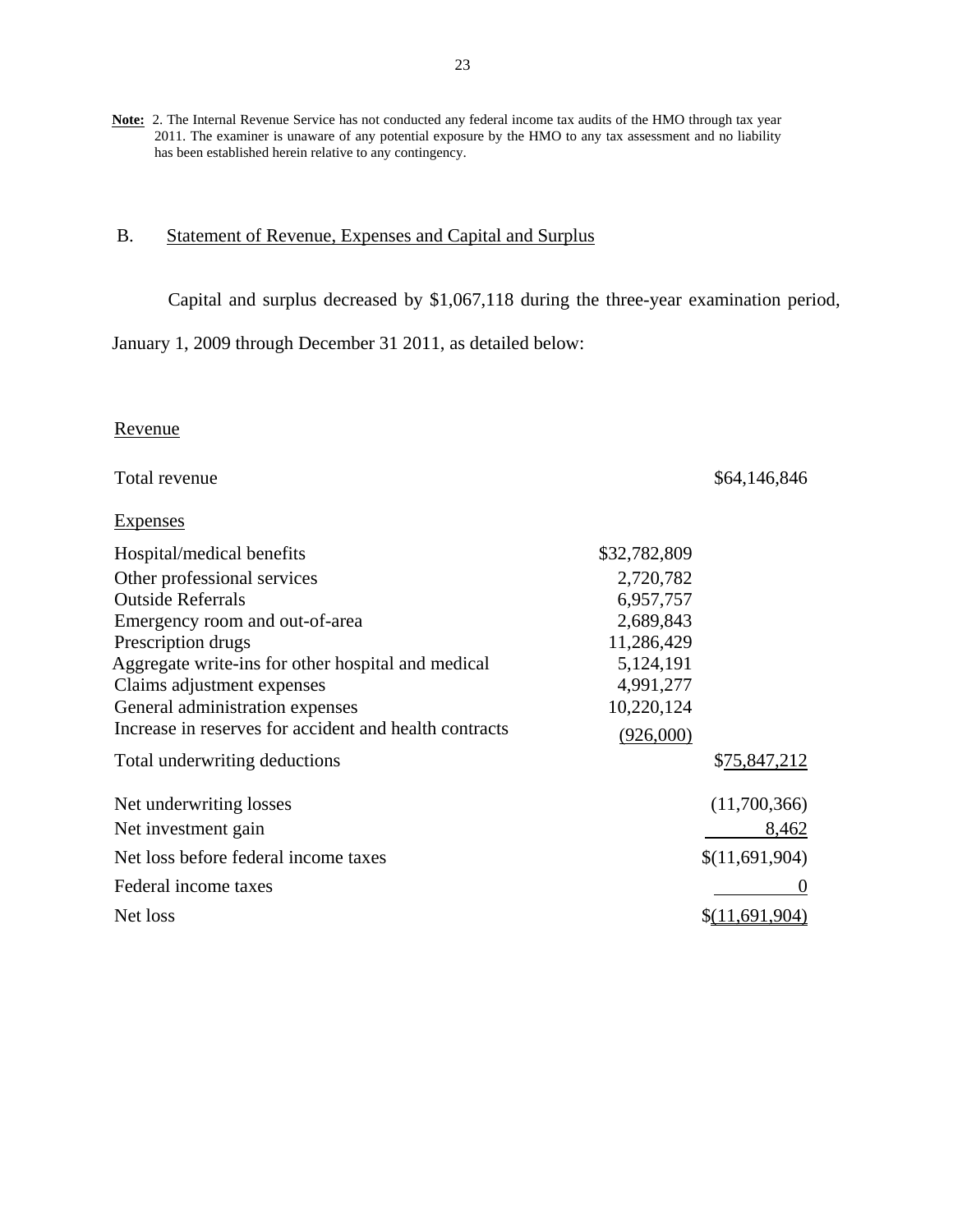**Note:** 2. The Internal Revenue Service has not conducted any federal income tax audits of the HMO through tax year 2011. The examiner is unaware of any potential exposure by the HMO to any tax assessment and no liability has been established herein relative to any contingency.

## B. Statement of Revenue, Expenses and Capital and Surplus

Capital and surplus decreased by $1,067,118 during the three-year examination period, January 1, 2009 through December 31 2011, as detailed below:

| | | |
|---|---|---|
| Revenue | | |
| Total revenue | | $64,146,846 |
| Expenses | | |
| Hospital/medical benefits | $32,782,809 | |
| Other professional services | 2,720,782 | |
| Outside Referrals | 6,957,757 | |
| Emergency room and out-of-area | 2,689,843 | |
| Prescription drugs | 11,286,429 | |
| Aggregate write-ins for other hospital and medical | 5,124,191 | |
| Claims adjustment expenses | 4,991,277 | |
| General administration expenses | 10,220,124 | |
| Increase in reserves for accident and health contracts | (926,000) | |
| Total underwriting deductions | | $75,847,212 |
| Net underwriting losses | | (11,700,366) |
| Net investment gain | | 8,462 |
| Net loss before federal income taxes | | $(11,691,904) |
| Federal income taxes | | 0 |
| Net loss | | $(11,691,904) |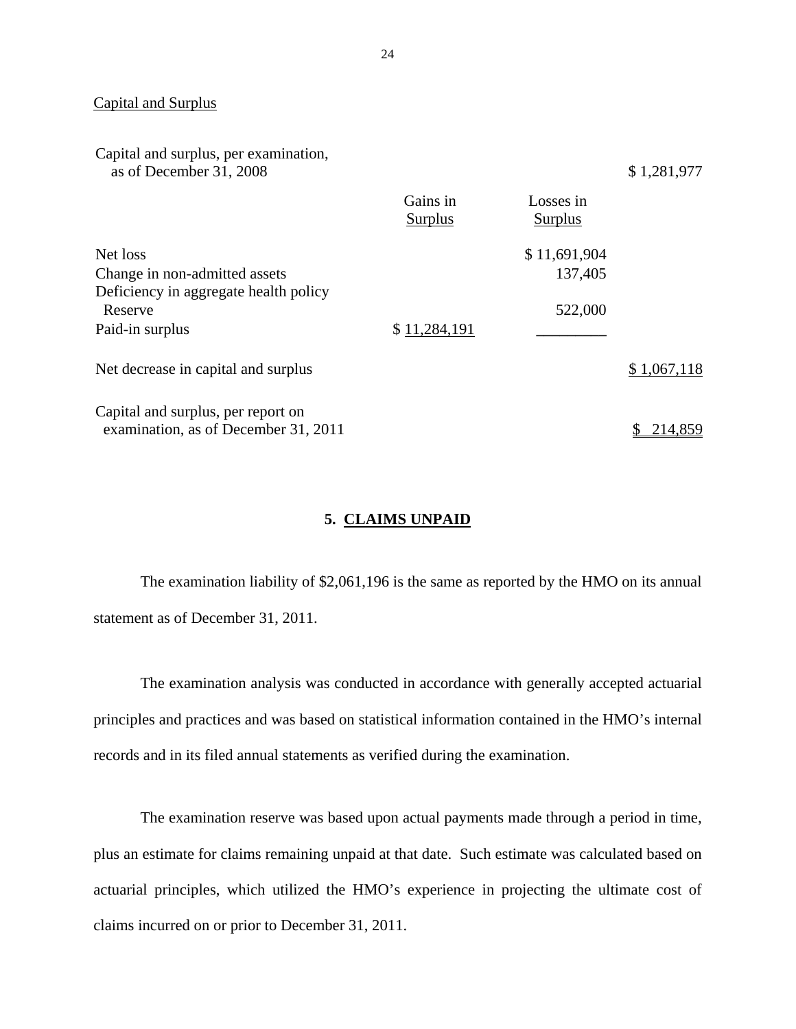Capital and Surplus

| | Gains in Surplus | Losses in Surplus | |
|---|---|---|---|
| Capital and surplus, per examination, as of December 31, 2008 | | | $ 1,281,977 |
| Net loss | | $ 11,691,904 | |
| Change in non-admitted assets | | 137,405 | |
| Deficiency in aggregate health policy Reserve | | 522,000 | |
| Paid-in surplus | $ 11,284,191 | | |
| Net decrease in capital and surplus | | | $ 1,067,118 |
| Capital and surplus, per report on examination, as of December 31, 2011 | | | $ 214,859 |

## 5. CLAIMS UNPAID

The examination liability of $2,061,196 is the same as reported by the HMO on its annual statement as of December 31, 2011.

The examination analysis was conducted in accordance with generally accepted actuarial principles and practices and was based on statistical information contained in the HMO's internal records and in its filed annual statements as verified during the examination.

The examination reserve was based upon actual payments made through a period in time, plus an estimate for claims remaining unpaid at that date. Such estimate was calculated based on actuarial principles, which utilized the HMO's experience in projecting the ultimate cost of claims incurred on or prior to December 31, 2011.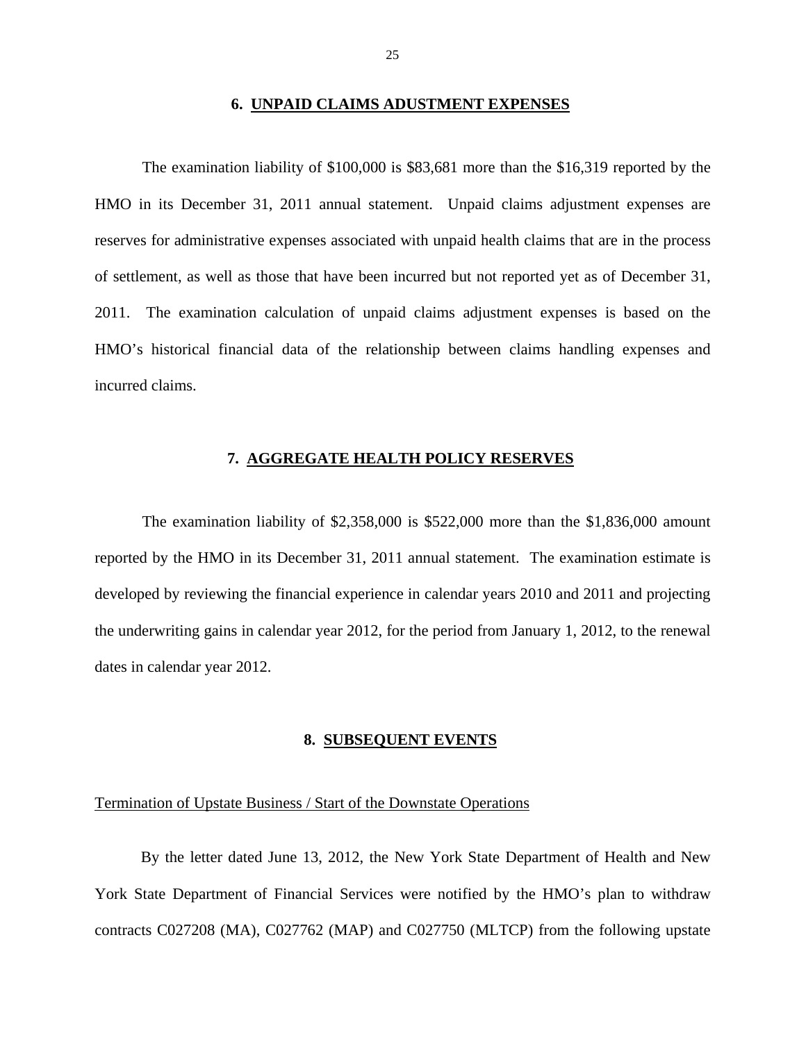## 6. UNPAID CLAIMS ADUSTMENT EXPENSES

The examination liability of $100,000 is $83,681 more than the $16,319 reported by the HMO in its December 31, 2011 annual statement. Unpaid claims adjustment expenses are reserves for administrative expenses associated with unpaid health claims that are in the process of settlement, as well as those that have been incurred but not reported yet as of December 31, 2011. The examination calculation of unpaid claims adjustment expenses is based on the HMO's historical financial data of the relationship between claims handling expenses and incurred claims.

## 7. AGGREGATE HEALTH POLICY RESERVES

The examination liability of $2,358,000 is $522,000 more than the $1,836,000 amount reported by the HMO in its December 31, 2011 annual statement. The examination estimate is developed by reviewing the financial experience in calendar years 2010 and 2011 and projecting the underwriting gains in calendar year 2012, for the period from January 1, 2012, to the renewal dates in calendar year 2012.

## 8. SUBSEQUENT EVENTS

Termination of Upstate Business / Start of the Downstate Operations

By the letter dated June 13, 2012, the New York State Department of Health and New York State Department of Financial Services were notified by the HMO's plan to withdraw contracts C027208 (MA), C027762 (MAP) and C027750 (MLTCP) from the following upstate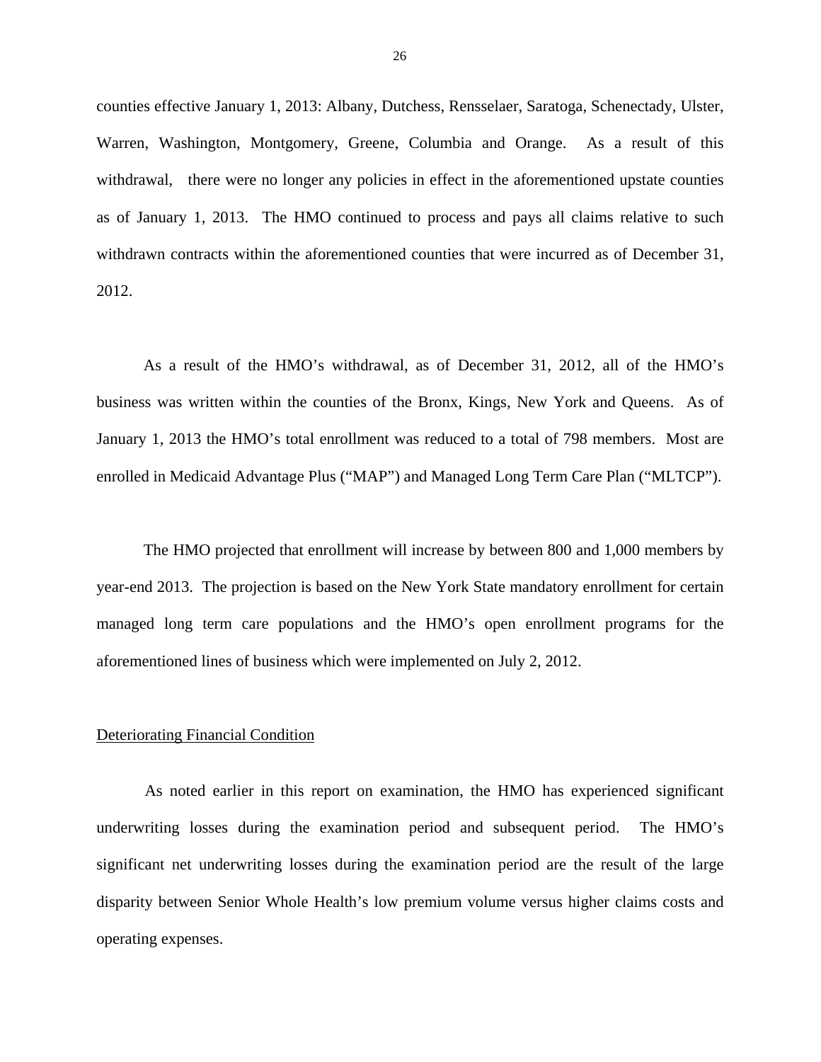counties effective January 1, 2013: Albany, Dutchess, Rensselaer, Saratoga, Schenectady, Ulster, Warren, Washington, Montgomery, Greene, Columbia and Orange. As a result of this withdrawal, there were no longer any policies in effect in the aforementioned upstate counties as of January 1, 2013. The HMO continued to process and pays all claims relative to such withdrawn contracts within the aforementioned counties that were incurred as of December 31, 2012.

As a result of the HMO's withdrawal, as of December 31, 2012, all of the HMO's business was written within the counties of the Bronx, Kings, New York and Queens. As of January 1, 2013 the HMO's total enrollment was reduced to a total of 798 members. Most are enrolled in Medicaid Advantage Plus ("MAP") and Managed Long Term Care Plan ("MLTCP").

The HMO projected that enrollment will increase by between 800 and 1,000 members by year-end 2013. The projection is based on the New York State mandatory enrollment for certain managed long term care populations and the HMO's open enrollment programs for the aforementioned lines of business which were implemented on July 2, 2012.

Deteriorating Financial Condition

As noted earlier in this report on examination, the HMO has experienced significant underwriting losses during the examination period and subsequent period. The HMO's significant net underwriting losses during the examination period are the result of the large disparity between Senior Whole Health's low premium volume versus higher claims costs and operating expenses.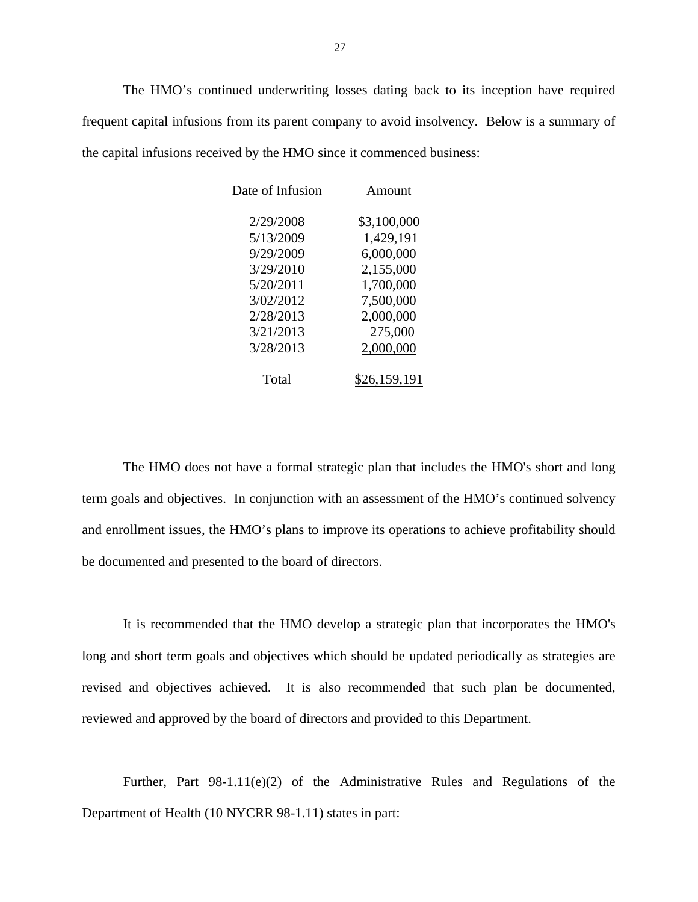The HMO’s continued underwriting losses dating back to its inception have required frequent capital infusions from its parent company to avoid insolvency. Below is a summary of the capital infusions received by the HMO since it commenced business:

| Date of Infusion | Amount |
|---|---|
| 2/29/2008 | $3,100,000 |
| 5/13/2009 | 1,429,191 |
| 9/29/2009 | 6,000,000 |
| 3/29/2010 | 2,155,000 |
| 5/20/2011 | 1,700,000 |
| 3/02/2012 | 7,500,000 |
| 2/28/2013 | 2,000,000 |
| 3/21/2013 | 275,000 |
| 3/28/2013 | 2,000,000 |
| Total | $26,159,191 |

The HMO does not have a formal strategic plan that includes the HMO's short and long term goals and objectives. In conjunction with an assessment of the HMO’s continued solvency and enrollment issues, the HMO’s plans to improve its operations to achieve profitability should be documented and presented to the board of directors.

It is recommended that the HMO develop a strategic plan that incorporates the HMO's long and short term goals and objectives which should be updated periodically as strategies are revised and objectives achieved. It is also recommended that such plan be documented, reviewed and approved by the board of directors and provided to this Department.

Further, Part 98-1.11(e)(2) of the Administrative Rules and Regulations of the Department of Health (10 NYCRR 98-1.11) states in part: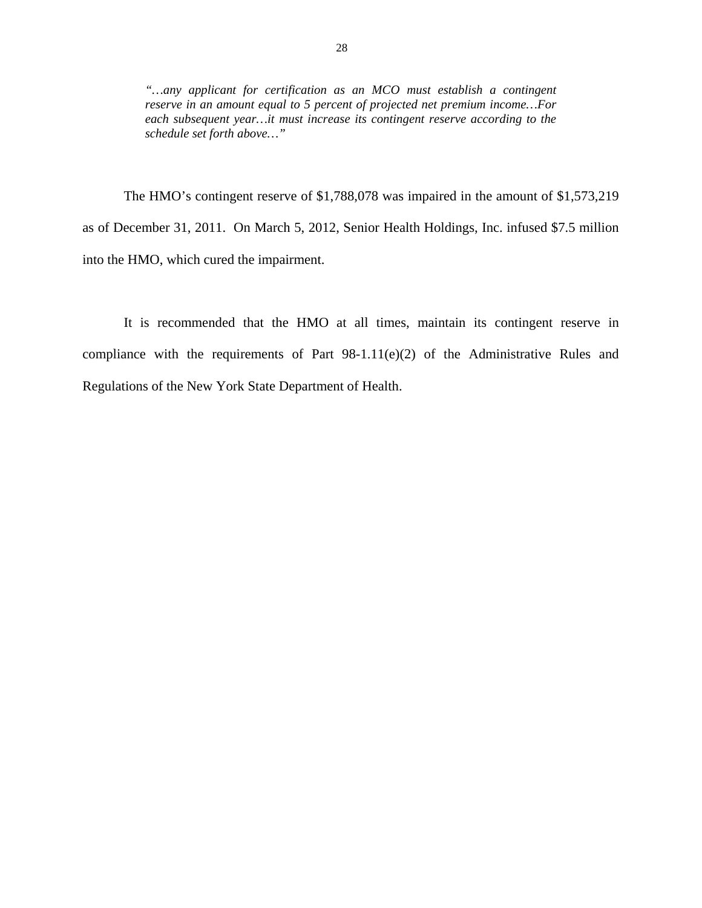> *"…any applicant for certification as an MCO must establish a contingent reserve in an amount equal to 5 percent of projected net premium income…For each subsequent year…it must increase its contingent reserve according to the schedule set forth above…"*

The HMO's contingent reserve of $1,788,078 was impaired in the amount of $1,573,219 as of December 31, 2011. On March 5, 2012, Senior Health Holdings, Inc. infused $7.5 million into the HMO, which cured the impairment.

It is recommended that the HMO at all times, maintain its contingent reserve in compliance with the requirements of Part 98-1.11(e)(2) of the Administrative Rules and Regulations of the New York State Department of Health.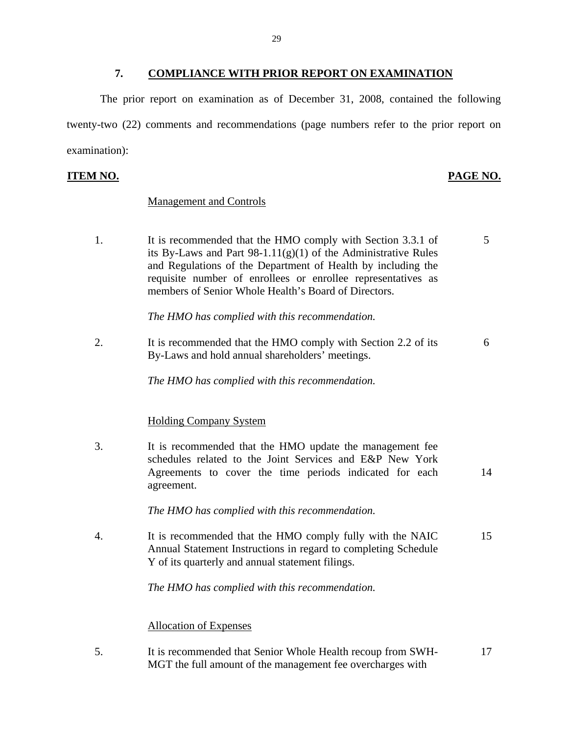## 7. COMPLIANCE WITH PRIOR REPORT ON EXAMINATION

The prior report on examination as of December 31, 2008, contained the following twenty-two (22) comments and recommendations (page numbers refer to the prior report on examination):

| **ITEM NO.** | | **PAGE NO.** |
|---|---|---|
| | Management and Controls | |
| 1. | It is recommended that the HMO comply with Section 3.3.1 of its By-Laws and Part 98-1.11(g)(1) of the Administrative Rules and Regulations of the Department of Health by including the requisite number of enrollees or enrollee representatives as members of Senior Whole Health's Board of Directors.<br><br>*The HMO has complied with this recommendation.* | 5 |
| 2. | It is recommended that the HMO comply with Section 2.2 of its By-Laws and hold annual shareholders' meetings.<br><br>*The HMO has complied with this recommendation.* | 6 |
| | Holding Company System | |
| 3. | It is recommended that the HMO update the management fee schedules related to the Joint Services and E&P New York Agreements to cover the time periods indicated for each agreement.<br><br>*The HMO has complied with this recommendation.* | 14 |
| 4. | It is recommended that the HMO comply fully with the NAIC Annual Statement Instructions in regard to completing Schedule Y of its quarterly and annual statement filings.<br><br>*The HMO has complied with this recommendation.* | 15 |
| | Allocation of Expenses | |
| 5. | It is recommended that Senior Whole Health recoup from SWH-MGT the full amount of the management fee overcharges with | 17 |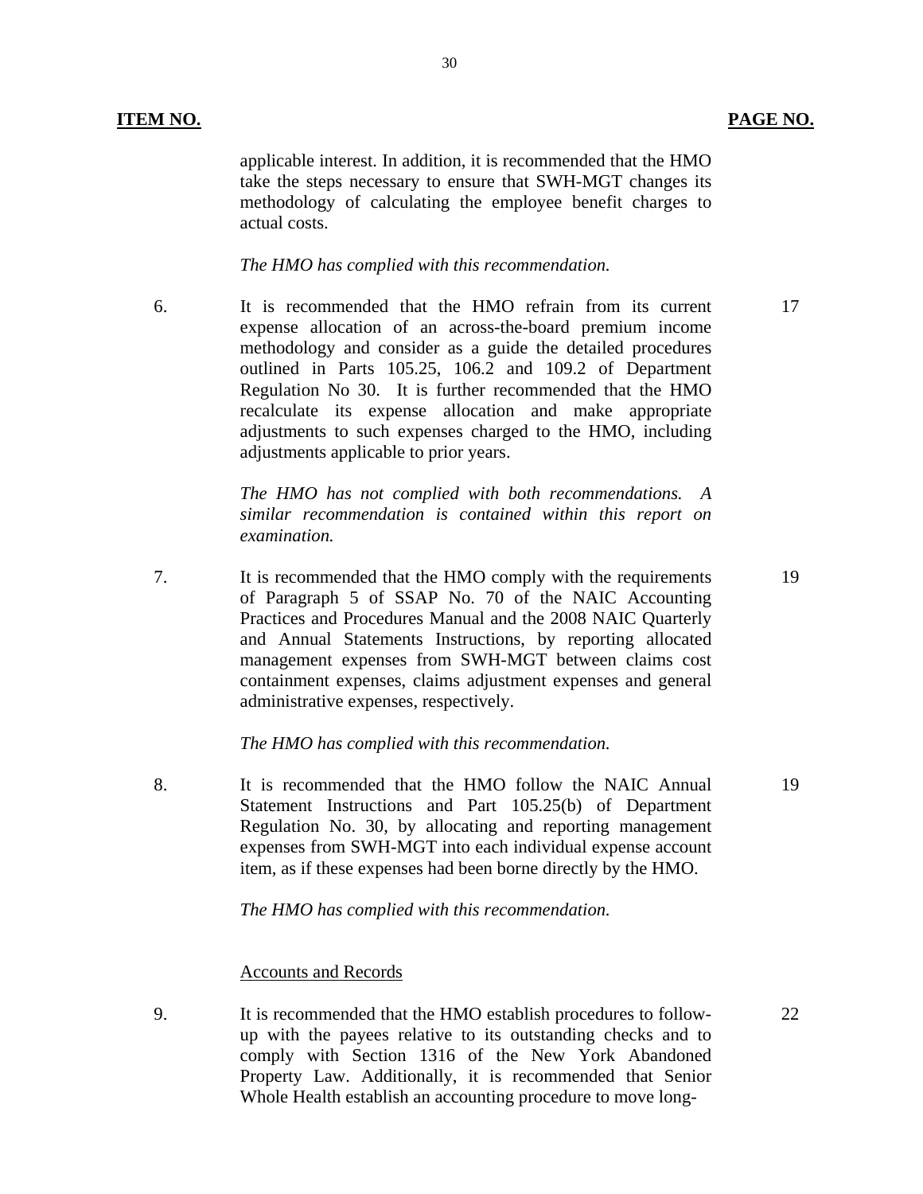| ITEM NO. | | PAGE NO. |
|---|---|---|
| | applicable interest. In addition, it is recommended that the HMO take the steps necessary to ensure that SWH-MGT changes its methodology of calculating the employee benefit charges to actual costs.<br><br>*The HMO has complied with this recommendation.* | |
| 6. | It is recommended that the HMO refrain from its current expense allocation of an across-the-board premium income methodology and consider as a guide the detailed procedures outlined in Parts 105.25, 106.2 and 109.2 of Department Regulation No 30. It is further recommended that the HMO recalculate its expense allocation and make appropriate adjustments to such expenses charged to the HMO, including adjustments applicable to prior years.<br><br>*The HMO has not complied with both recommendations. A similar recommendation is contained within this report on examination.* | 17 |
| 7. | It is recommended that the HMO comply with the requirements of Paragraph 5 of SSAP No. 70 of the NAIC Accounting Practices and Procedures Manual and the 2008 NAIC Quarterly and Annual Statements Instructions, by reporting allocated management expenses from SWH-MGT between claims cost containment expenses, claims adjustment expenses and general administrative expenses, respectively.<br><br>*The HMO has complied with this recommendation.* | 19 |
| 8. | It is recommended that the HMO follow the NAIC Annual Statement Instructions and Part 105.25(b) of Department Regulation No. 30, by allocating and reporting management expenses from SWH-MGT into each individual expense account item, as if these expenses had been borne directly by the HMO.<br><br>*The HMO has complied with this recommendation.* | 19 |
| | <u>Accounts and Records</u> | |
| 9. | It is recommended that the HMO establish procedures to follow-up with the payees relative to its outstanding checks and to comply with Section 1316 of the New York Abandoned Property Law. Additionally, it is recommended that Senior Whole Health establish an accounting procedure to move long- | 22 |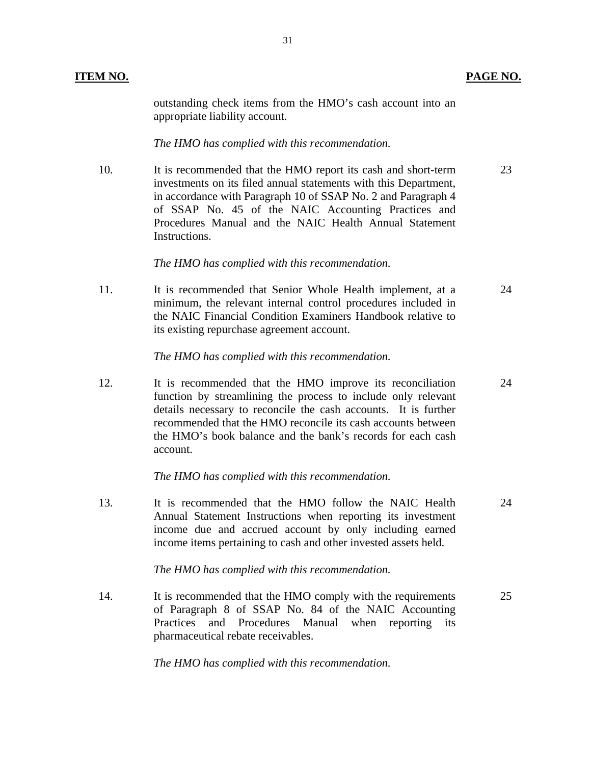| ITEM NO. | | PAGE NO. |
|---|---|---|
| | outstanding check items from the HMO's cash account into an appropriate liability account. | |
| | *The HMO has complied with this recommendation.* | |
| 10. | It is recommended that the HMO report its cash and short-term investments on its filed annual statements with this Department, in accordance with Paragraph 10 of SSAP No. 2 and Paragraph 4 of SSAP No. 45 of the NAIC Accounting Practices and Procedures Manual and the NAIC Health Annual Statement Instructions. | 23 |
| | *The HMO has complied with this recommendation.* | |
| 11. | It is recommended that Senior Whole Health implement, at a minimum, the relevant internal control procedures included in the NAIC Financial Condition Examiners Handbook relative to its existing repurchase agreement account. | 24 |
| | *The HMO has complied with this recommendation.* | |
| 12. | It is recommended that the HMO improve its reconciliation function by streamlining the process to include only relevant details necessary to reconcile the cash accounts. It is further recommended that the HMO reconcile its cash accounts between the HMO's book balance and the bank's records for each cash account. | 24 |
| | *The HMO has complied with this recommendation.* | |
| 13. | It is recommended that the HMO follow the NAIC Health Annual Statement Instructions when reporting its investment income due and accrued account by only including earned income items pertaining to cash and other invested assets held. | 24 |
| | *The HMO has complied with this recommendation.* | |
| 14. | It is recommended that the HMO comply with the requirements of Paragraph 8 of SSAP No. 84 of the NAIC Accounting Practices and Procedures Manual when reporting its pharmaceutical rebate receivables. | 25 |
| | *The HMO has complied with this recommendation.* | |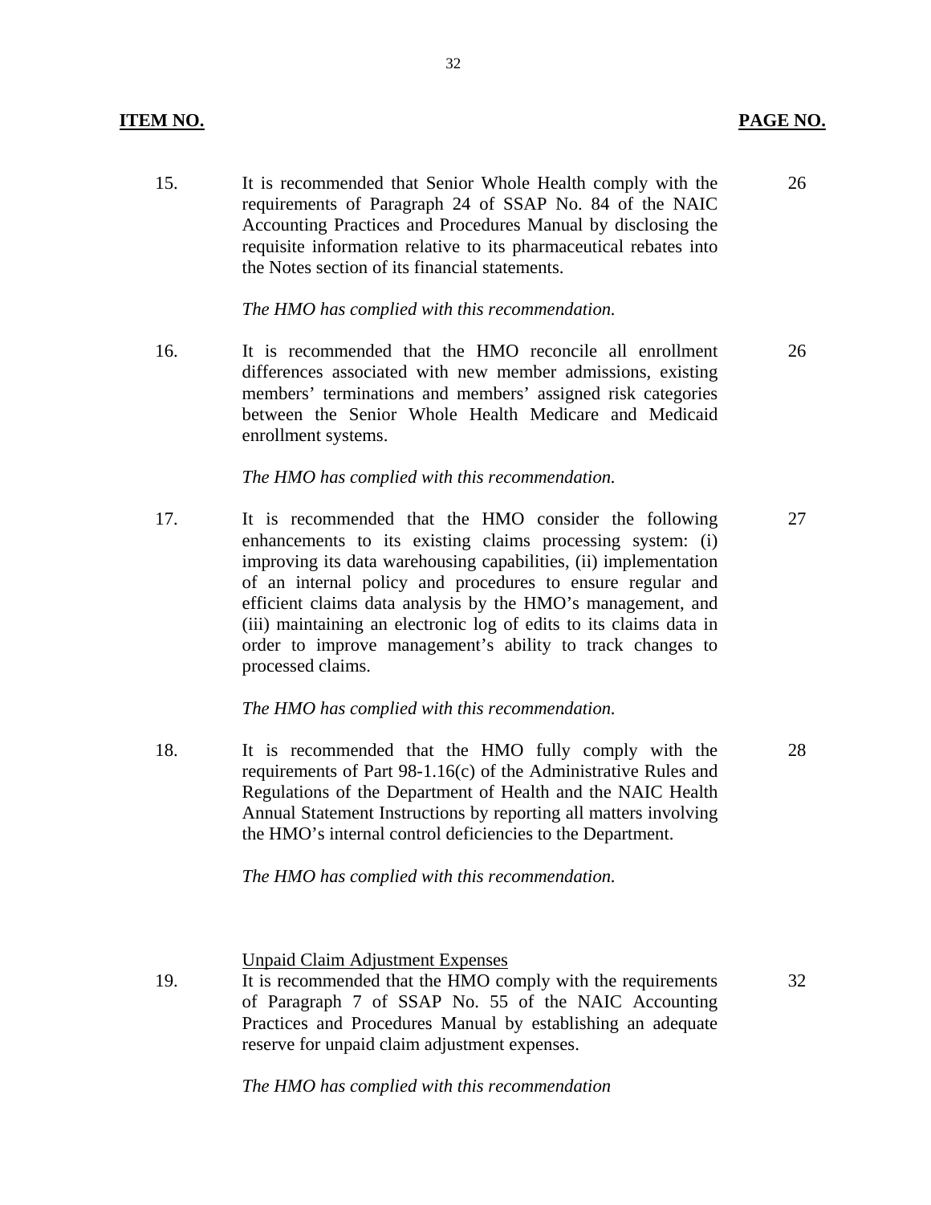| ITEM NO. | | PAGE NO. |
|---|---|---|
| 15. | It is recommended that Senior Whole Health comply with the requirements of Paragraph 24 of SSAP No. 84 of the NAIC Accounting Practices and Procedures Manual by disclosing the requisite information relative to its pharmaceutical rebates into the Notes section of its financial statements.<br><br>*The HMO has complied with this recommendation.* | 26 |
| 16. | It is recommended that the HMO reconcile all enrollment differences associated with new member admissions, existing members' terminations and members' assigned risk categories between the Senior Whole Health Medicare and Medicaid enrollment systems.<br><br>*The HMO has complied with this recommendation.* | 26 |
| 17. | It is recommended that the HMO consider the following enhancements to its existing claims processing system: (i) improving its data warehousing capabilities, (ii) implementation of an internal policy and procedures to ensure regular and efficient claims data analysis by the HMO's management, and (iii) maintaining an electronic log of edits to its claims data in order to improve management's ability to track changes to processed claims.<br><br>*The HMO has complied with this recommendation.* | 27 |
| 18. | It is recommended that the HMO fully comply with the requirements of Part 98-1.16(c) of the Administrative Rules and Regulations of the Department of Health and the NAIC Health Annual Statement Instructions by reporting all matters involving the HMO's internal control deficiencies to the Department.<br><br>*The HMO has complied with this recommendation.* | 28 |
| | Unpaid Claim Adjustment Expenses | |
| 19. | It is recommended that the HMO comply with the requirements of Paragraph 7 of SSAP No. 55 of the NAIC Accounting Practices and Procedures Manual by establishing an adequate reserve for unpaid claim adjustment expenses.<br><br>*The HMO has complied with this recommendation* | 32 |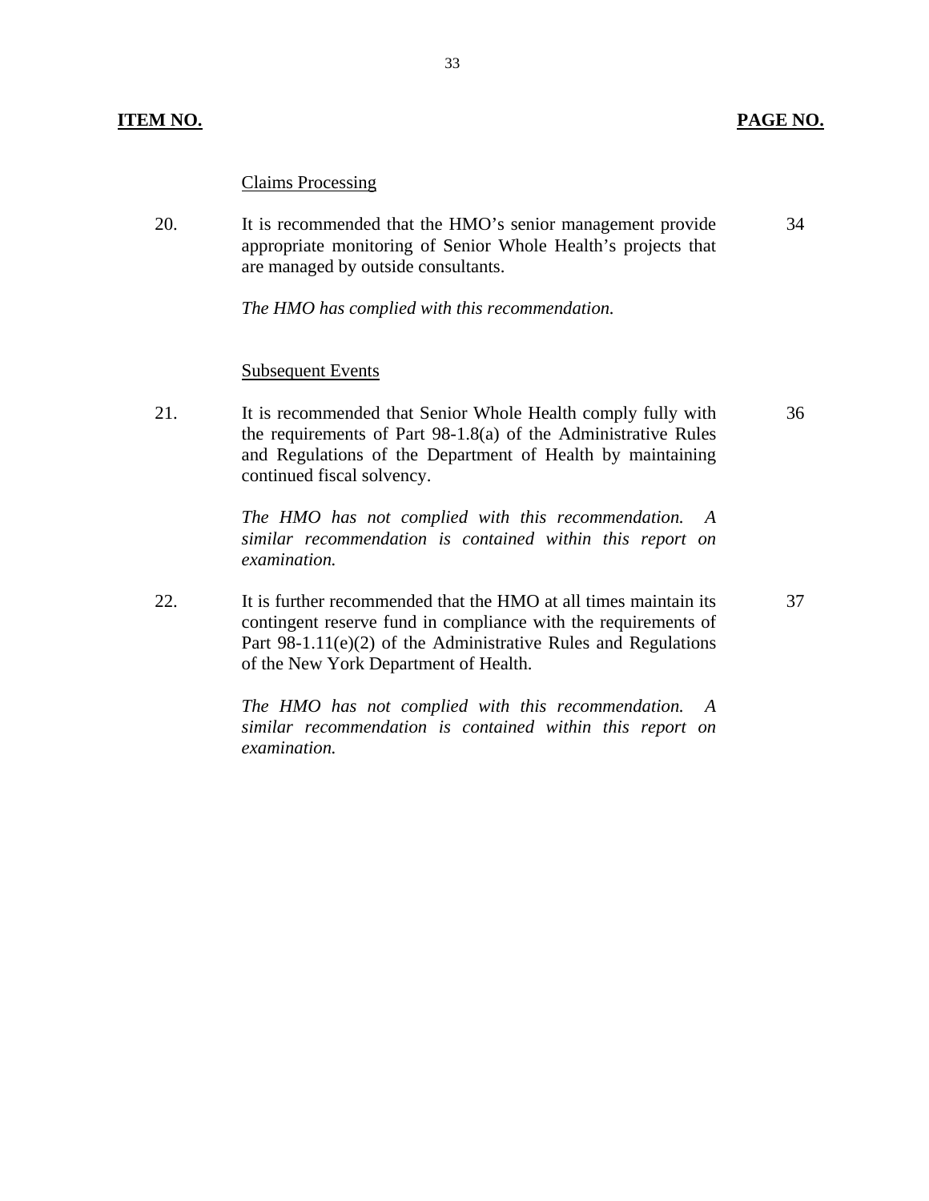| ITEM NO. | | PAGE NO. |
|---|---|---|
| | Claims Processing | |
| 20. | It is recommended that the HMO's senior management provide appropriate monitoring of Senior Whole Health's projects that are managed by outside consultants.<br><br>*The HMO has complied with this recommendation.* | 34 |
| | Subsequent Events | |
| 21. | It is recommended that Senior Whole Health comply fully with the requirements of Part 98-1.8(a) of the Administrative Rules and Regulations of the Department of Health by maintaining continued fiscal solvency.<br><br>*The HMO has not complied with this recommendation. A similar recommendation is contained within this report on examination.* | 36 |
| 22. | It is further recommended that the HMO at all times maintain its contingent reserve fund in compliance with the requirements of Part 98-1.11(e)(2) of the Administrative Rules and Regulations of the New York Department of Health.<br><br>*The HMO has not complied with this recommendation. A similar recommendation is contained within this report on examination.* | 37 |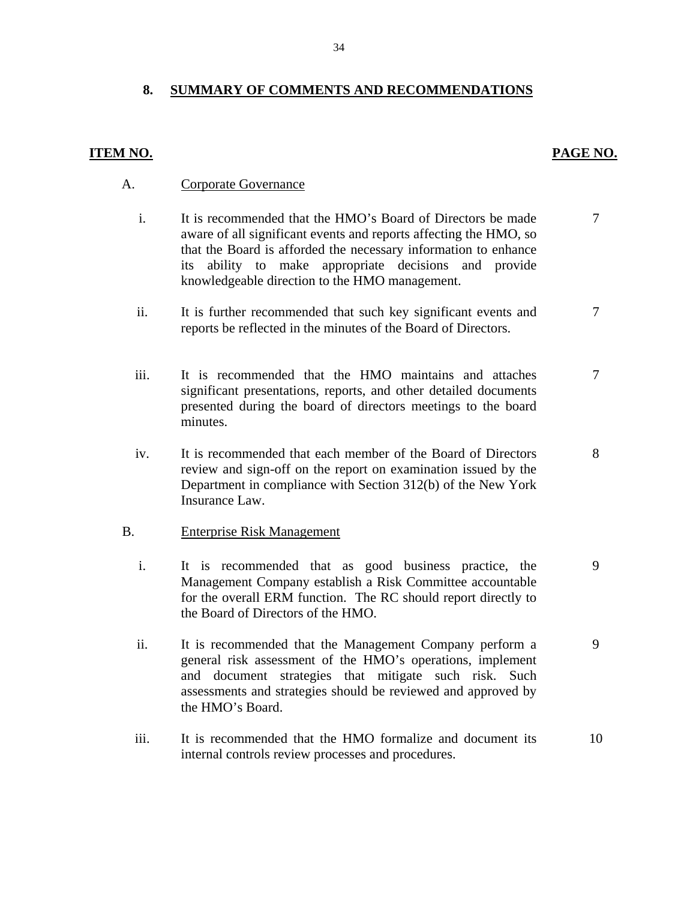## 8. SUMMARY OF COMMENTS AND RECOMMENDATIONS

| ITEM NO. | | PAGE NO. |
|---|---|---|
| A. | Corporate Governance | |
| i. | It is recommended that the HMO's Board of Directors be made aware of all significant events and reports affecting the HMO, so that the Board is afforded the necessary information to enhance its ability to make appropriate decisions and provide knowledgeable direction to the HMO management. | 7 |
| ii. | It is further recommended that such key significant events and reports be reflected in the minutes of the Board of Directors. | 7 |
| iii. | It is recommended that the HMO maintains and attaches significant presentations, reports, and other detailed documents presented during the board of directors meetings to the board minutes. | 7 |
| iv. | It is recommended that each member of the Board of Directors review and sign-off on the report on examination issued by the Department in compliance with Section 312(b) of the New York Insurance Law. | 8 |
| B. | Enterprise Risk Management | |
| i. | It is recommended that as good business practice, the Management Company establish a Risk Committee accountable for the overall ERM function. The RC should report directly to the Board of Directors of the HMO. | 9 |
| ii. | It is recommended that the Management Company perform a general risk assessment of the HMO's operations, implement and document strategies that mitigate such risk. Such assessments and strategies should be reviewed and approved by the HMO's Board. | 9 |
| iii. | It is recommended that the HMO formalize and document its internal controls review processes and procedures. | 10 |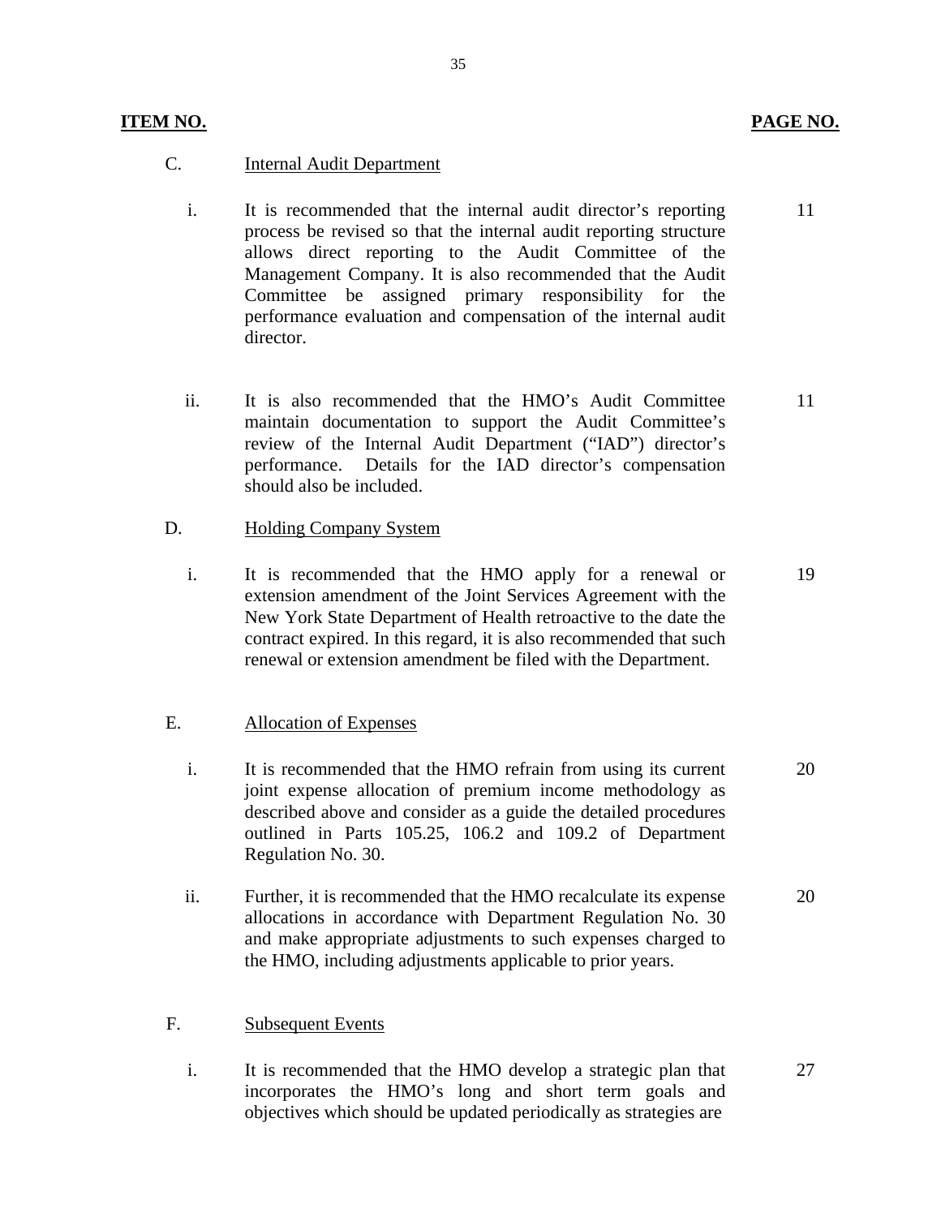| ITEM NO. | | PAGE NO. |
|---|---|---|
| C. | Internal Audit Department | |
| i. | It is recommended that the internal audit director's reporting process be revised so that the internal audit reporting structure allows direct reporting to the Audit Committee of the Management Company. It is also recommended that the Audit Committee be assigned primary responsibility for the performance evaluation and compensation of the internal audit director. | 11 |
| ii. | It is also recommended that the HMO's Audit Committee maintain documentation to support the Audit Committee's review of the Internal Audit Department ("IAD") director's performance. Details for the IAD director's compensation should also be included. | 11 |
| D. | Holding Company System | |
| i. | It is recommended that the HMO apply for a renewal or extension amendment of the Joint Services Agreement with the New York State Department of Health retroactive to the date the contract expired. In this regard, it is also recommended that such renewal or extension amendment be filed with the Department. | 19 |
| E. | Allocation of Expenses | |
| i. | It is recommended that the HMO refrain from using its current joint expense allocation of premium income methodology as described above and consider as a guide the detailed procedures outlined in Parts 105.25, 106.2 and 109.2 of Department Regulation No. 30. | 20 |
| ii. | Further, it is recommended that the HMO recalculate its expense allocations in accordance with Department Regulation No. 30 and make appropriate adjustments to such expenses charged to the HMO, including adjustments applicable to prior years. | 20 |
| F. | Subsequent Events | |
| i. | It is recommended that the HMO develop a strategic plan that incorporates the HMO's long and short term goals and objectives which should be updated periodically as strategies are | 27 |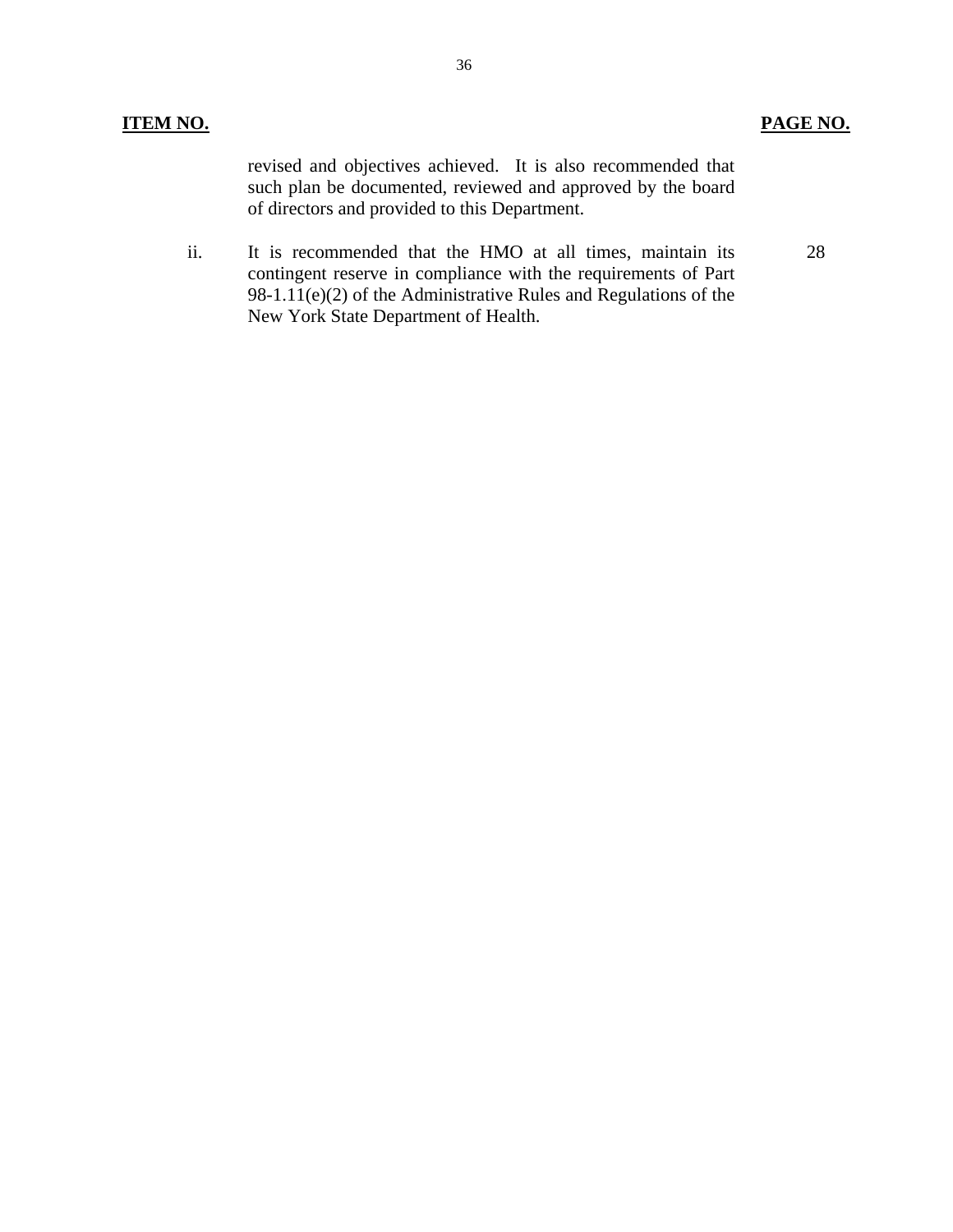| ITEM NO. | | PAGE NO. |
| --- | --- | --- |
| | revised and objectives achieved. It is also recommended that such plan be documented, reviewed and approved by the board of directors and provided to this Department. | |
| ii. | It is recommended that the HMO at all times, maintain its contingent reserve in compliance with the requirements of Part 98-1.11(e)(2) of the Administrative Rules and Regulations of the New York State Department of Health. | 28 |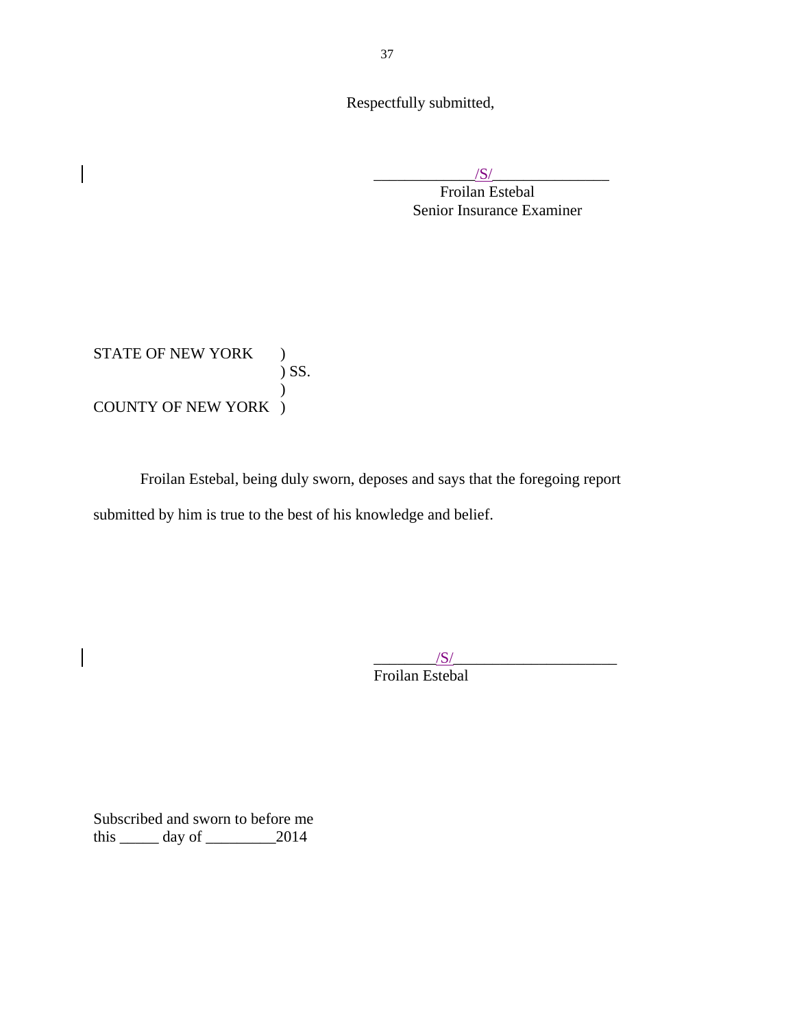Respectfully submitted,

_____________/S/_______________
Froilan Estebal
Senior Insurance Examiner

STATE OF NEW YORK )
) SS.
)
COUNTY OF NEW YORK )

Froilan Estebal, being duly sworn, deposes and says that the foregoing report submitted by him is true to the best of his knowledge and belief.

________/S/_____________________
Froilan Estebal

Subscribed and sworn to before me
this _____ day of _________2014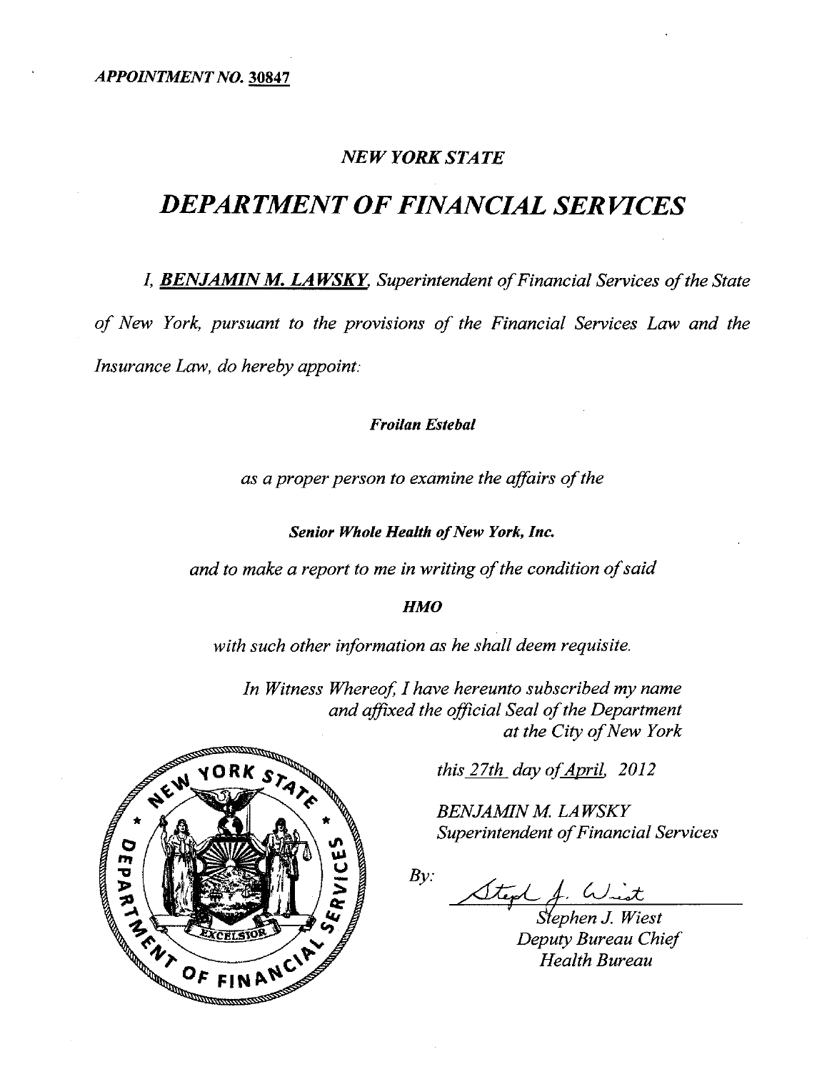*APPOINTMENT NO.* 30847

## *NEW YORK STATE*

# *DEPARTMENT OF FINANCIAL SERVICES*

*I,* ***BENJAMIN M. LAWSKY****, Superintendent of Financial Services of the State of New York, pursuant to the provisions of the Financial Services Law and the Insurance Law, do hereby appoint:*

***Froilan Estebal***

*as a proper person to examine the affairs of the*

***Senior Whole Health of New York, Inc.***

*and to make a report to me in writing of the condition of said*

***HMO***

*with such other information as he shall deem requisite.*

*In Witness Whereof, I have hereunto subscribed my name and affixed the official Seal of the Department at the City of New York*

*this 27th day of April, 2012*

*BENJAMIN M. LAWSKY*
*Superintendent of Financial Services*

*By:*

*Stephen J. Wiest*
*Deputy Bureau Chief*
*Health Bureau*